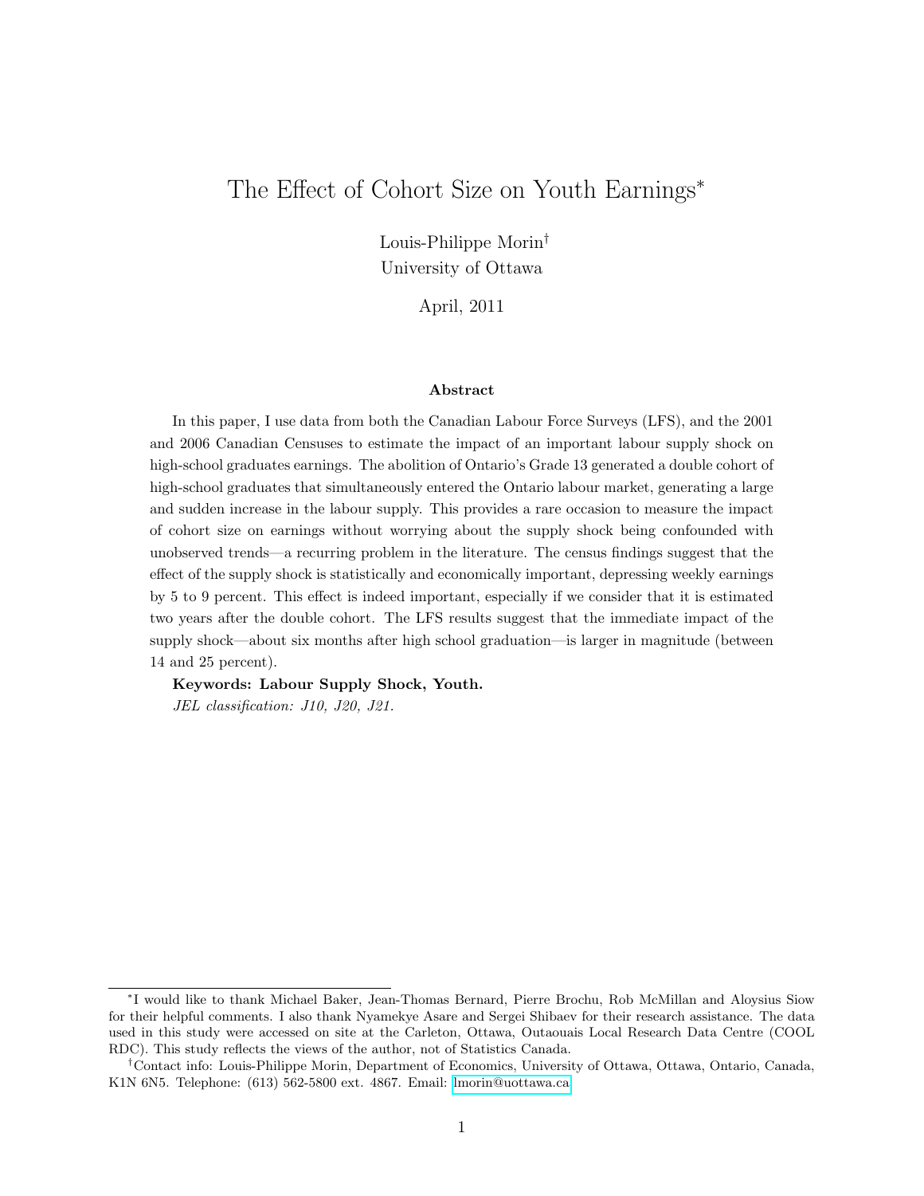# The Effect of Cohort Size on Youth Earnings[*]

Louis-Philippe Morin[†]
University of Ottawa

April, 2011

### Abstract

In this paper, I use data from both the Canadian Labour Force Surveys (LFS), and the 2001 and 2006 Canadian Censuses to estimate the impact of an important labour supply shock on high-school graduates earnings. The abolition of Ontario's Grade 13 generated a double cohort of high-school graduates that simultaneously entered the Ontario labour market, generating a large and sudden increase in the labour supply. This provides a rare occasion to measure the impact of cohort size on earnings without worrying about the supply shock being confounded with unobserved trends—a recurring problem in the literature. The census findings suggest that the effect of the supply shock is statistically and economically important, depressing weekly earnings by 5 to 9 percent. This effect is indeed important, especially if we consider that it is estimated two years after the double cohort. The LFS results suggest that the immediate impact of the supply shock—about six months after high school graduation—is larger in magnitude (between 14 and 25 percent).

**Keywords: Labour Supply Shock, Youth.**

*JEL classification: J10, J20, J21.*

---

[*] I would like to thank Michael Baker, Jean-Thomas Bernard, Pierre Brochu, Rob McMillan and Aloysius Siow for their helpful comments. I also thank Nyamekye Asare and Sergei Shibaev for their research assistance. The data used in this study were accessed on site at the Carleton, Ottawa, Outaouais Local Research Data Centre (COOL RDC). This study reflects the views of the author, not of Statistics Canada.

[†] Contact info: Louis-Philippe Morin, Department of Economics, University of Ottawa, Ottawa, Ontario, Canada, K1N 6N5. Telephone: (613) 562-5800 ext. 4867. Email: lmorin@uottawa.ca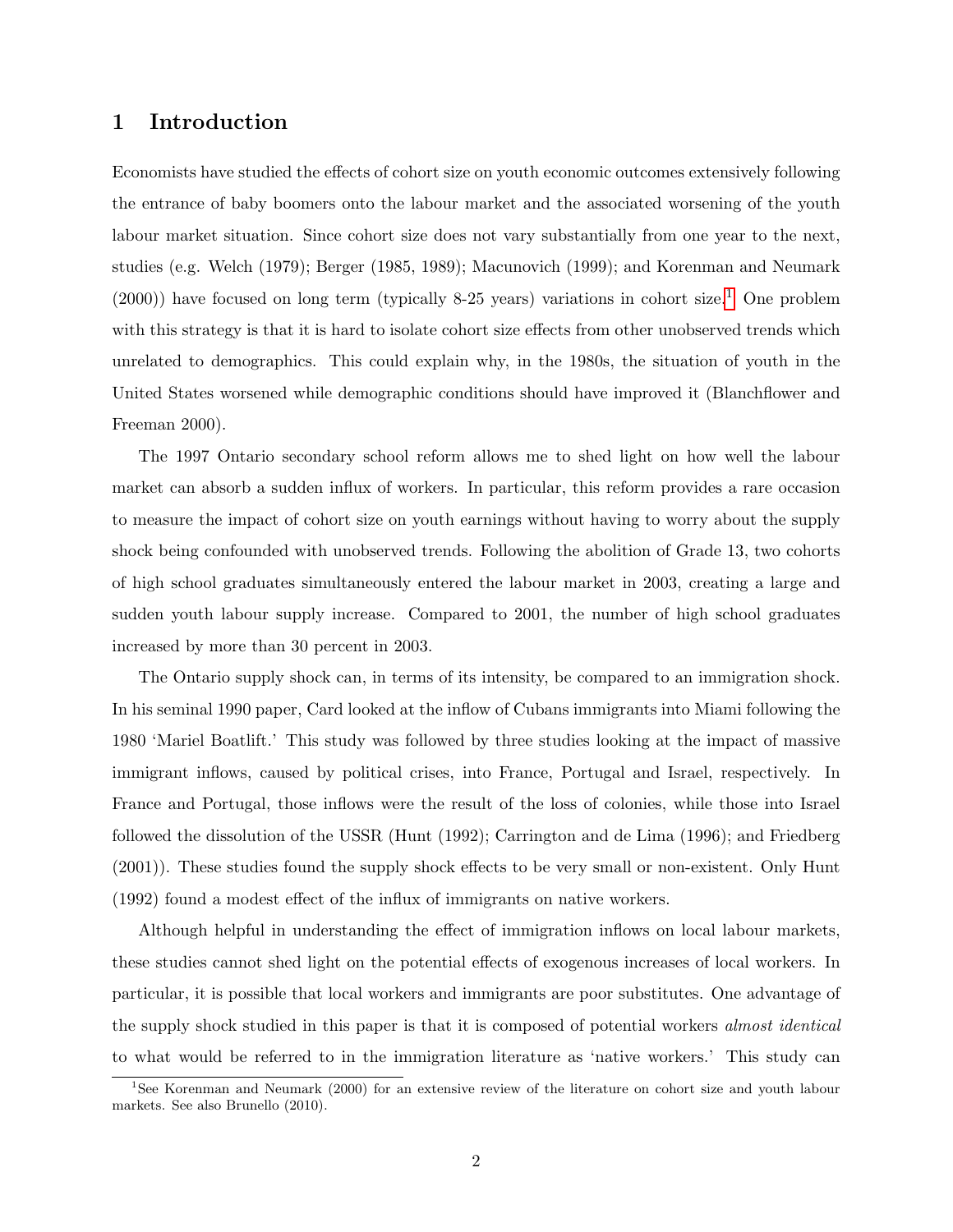## 1 Introduction

Economists have studied the effects of cohort size on youth economic outcomes extensively following the entrance of baby boomers onto the labour market and the associated worsening of the youth labour market situation. Since cohort size does not vary substantially from one year to the next, studies (e.g. Welch (1979); Berger (1985, 1989); Macunovich (1999); and Korenman and Neumark (2000)) have focused on long term (typically 8-25 years) variations in cohort size.[1] One problem with this strategy is that it is hard to isolate cohort size effects from other unobserved trends which unrelated to demographics. This could explain why, in the 1980s, the situation of youth in the United States worsened while demographic conditions should have improved it (Blanchflower and Freeman 2000).

The 1997 Ontario secondary school reform allows me to shed light on how well the labour market can absorb a sudden influx of workers. In particular, this reform provides a rare occasion to measure the impact of cohort size on youth earnings without having to worry about the supply shock being confounded with unobserved trends. Following the abolition of Grade 13, two cohorts of high school graduates simultaneously entered the labour market in 2003, creating a large and sudden youth labour supply increase. Compared to 2001, the number of high school graduates increased by more than 30 percent in 2003.

The Ontario supply shock can, in terms of its intensity, be compared to an immigration shock. In his seminal 1990 paper, Card looked at the inflow of Cubans immigrants into Miami following the 1980 'Mariel Boatlift.' This study was followed by three studies looking at the impact of massive immigrant inflows, caused by political crises, into France, Portugal and Israel, respectively. In France and Portugal, those inflows were the result of the loss of colonies, while those into Israel followed the dissolution of the USSR (Hunt (1992); Carrington and de Lima (1996); and Friedberg (2001)). These studies found the supply shock effects to be very small or non-existent. Only Hunt (1992) found a modest effect of the influx of immigrants on native workers.

Although helpful in understanding the effect of immigration inflows on local labour markets, these studies cannot shed light on the potential effects of exogenous increases of local workers. In particular, it is possible that local workers and immigrants are poor substitutes. One advantage of the supply shock studied in this paper is that it is composed of potential workers *almost identical* to what would be referred to in the immigration literature as 'native workers.' This study can

[1] See Korenman and Neumark (2000) for an extensive review of the literature on cohort size and youth labour markets. See also Brunello (2010).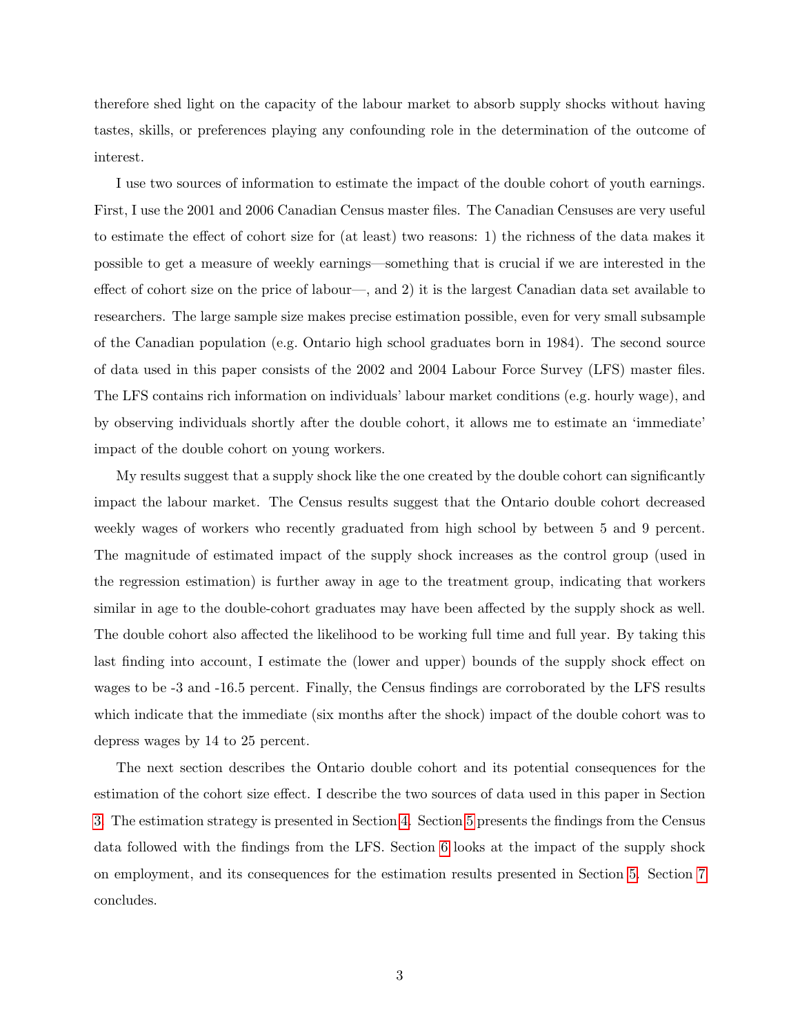therefore shed light on the capacity of the labour market to absorb supply shocks without having tastes, skills, or preferences playing any confounding role in the determination of the outcome of interest.

I use two sources of information to estimate the impact of the double cohort of youth earnings. First, I use the 2001 and 2006 Canadian Census master files. The Canadian Censuses are very useful to estimate the effect of cohort size for (at least) two reasons: 1) the richness of the data makes it possible to get a measure of weekly earnings—something that is crucial if we are interested in the effect of cohort size on the price of labour—, and 2) it is the largest Canadian data set available to researchers. The large sample size makes precise estimation possible, even for very small subsample of the Canadian population (e.g. Ontario high school graduates born in 1984). The second source of data used in this paper consists of the 2002 and 2004 Labour Force Survey (LFS) master files. The LFS contains rich information on individuals' labour market conditions (e.g. hourly wage), and by observing individuals shortly after the double cohort, it allows me to estimate an 'immediate' impact of the double cohort on young workers.

My results suggest that a supply shock like the one created by the double cohort can significantly impact the labour market. The Census results suggest that the Ontario double cohort decreased weekly wages of workers who recently graduated from high school by between 5 and 9 percent. The magnitude of estimated impact of the supply shock increases as the control group (used in the regression estimation) is further away in age to the treatment group, indicating that workers similar in age to the double-cohort graduates may have been affected by the supply shock as well. The double cohort also affected the likelihood to be working full time and full year. By taking this last finding into account, I estimate the (lower and upper) bounds of the supply shock effect on wages to be -3 and -16.5 percent. Finally, the Census findings are corroborated by the LFS results which indicate that the immediate (six months after the shock) impact of the double cohort was to depress wages by 14 to 25 percent.

The next section describes the Ontario double cohort and its potential consequences for the estimation of the cohort size effect. I describe the two sources of data used in this paper in Section 3. The estimation strategy is presented in Section 4. Section 5 presents the findings from the Census data followed with the findings from the LFS. Section 6 looks at the impact of the supply shock on employment, and its consequences for the estimation results presented in Section 5. Section 7 concludes.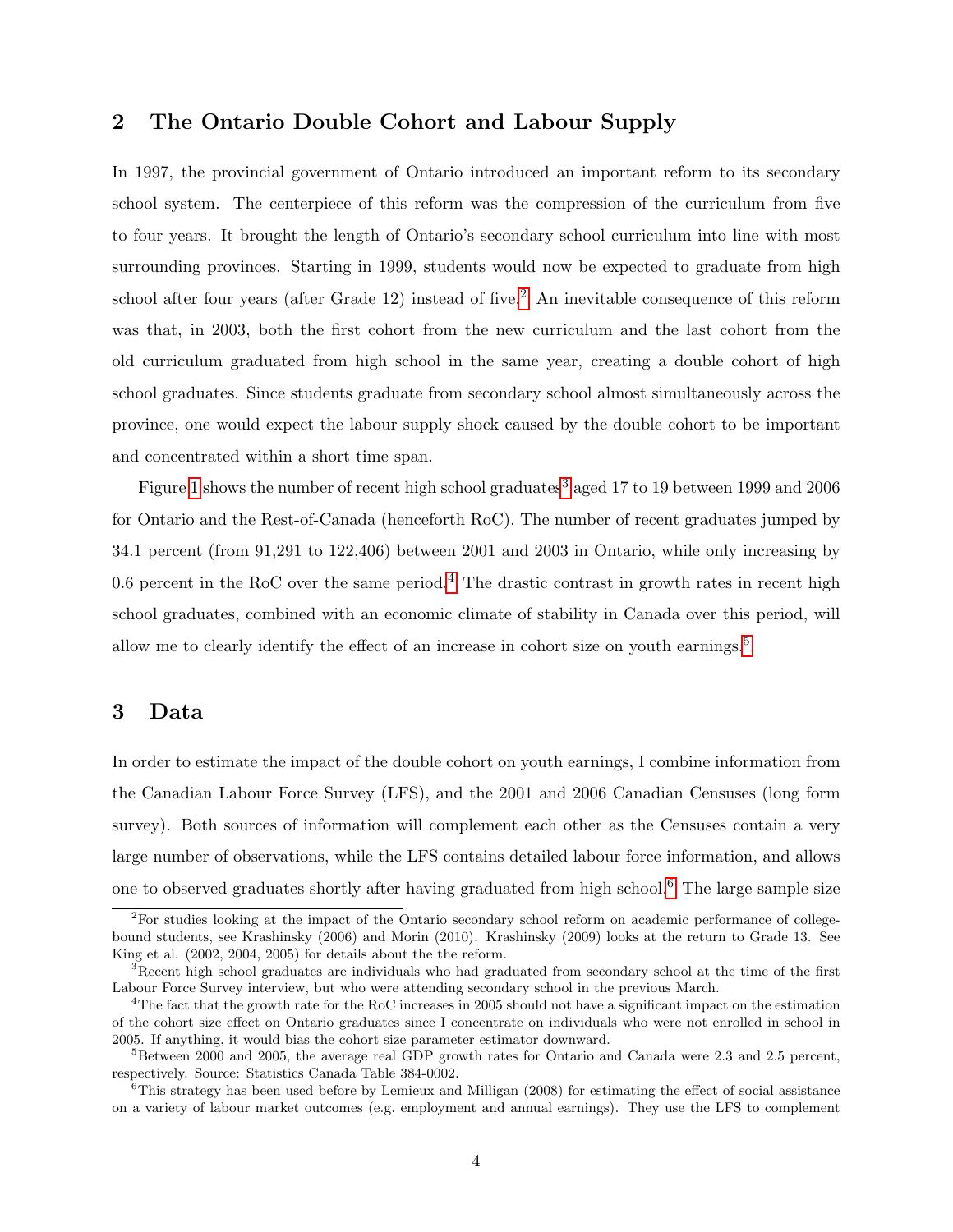## 2 The Ontario Double Cohort and Labour Supply

In 1997, the provincial government of Ontario introduced an important reform to its secondary school system. The centerpiece of this reform was the compression of the curriculum from five to four years. It brought the length of Ontario's secondary school curriculum into line with most surrounding provinces. Starting in 1999, students would now be expected to graduate from high school after four years (after Grade 12) instead of five.[2] An inevitable consequence of this reform was that, in 2003, both the first cohort from the new curriculum and the last cohort from the old curriculum graduated from high school in the same year, creating a double cohort of high school graduates. Since students graduate from secondary school almost simultaneously across the province, one would expect the labour supply shock caused by the double cohort to be important and concentrated within a short time span.

Figure 1 shows the number of recent high school graduates[3] aged 17 to 19 between 1999 and 2006 for Ontario and the Rest-of-Canada (henceforth RoC). The number of recent graduates jumped by 34.1 percent (from 91,291 to 122,406) between 2001 and 2003 in Ontario, while only increasing by 0.6 percent in the RoC over the same period.[4] The drastic contrast in growth rates in recent high school graduates, combined with an economic climate of stability in Canada over this period, will allow me to clearly identify the effect of an increase in cohort size on youth earnings.[5]

## 3 Data

In order to estimate the impact of the double cohort on youth earnings, I combine information from the Canadian Labour Force Survey (LFS), and the 2001 and 2006 Canadian Censuses (long form survey). Both sources of information will complement each other as the Censuses contain a very large number of observations, while the LFS contains detailed labour force information, and allows one to observed graduates shortly after having graduated from high school.[6] The large sample size

[2] For studies looking at the impact of the Ontario secondary school reform on academic performance of college-bound students, see Krashinsky (2006) and Morin (2010). Krashinsky (2009) looks at the return to Grade 13. See King et al. (2002, 2004, 2005) for details about the the reform.

[3] Recent high school graduates are individuals who had graduated from secondary school at the time of the first Labour Force Survey interview, but who were attending secondary school in the previous March.

[4] The fact that the growth rate for the RoC increases in 2005 should not have a significant impact on the estimation of the cohort size effect on Ontario graduates since I concentrate on individuals who were not enrolled in school in 2005. If anything, it would bias the cohort size parameter estimator downward.

[5] Between 2000 and 2005, the average real GDP growth rates for Ontario and Canada were 2.3 and 2.5 percent, respectively. Source: Statistics Canada Table 384-0002.

[6] This strategy has been used before by Lemieux and Milligan (2008) for estimating the effect of social assistance on a variety of labour market outcomes (e.g. employment and annual earnings). They use the LFS to complement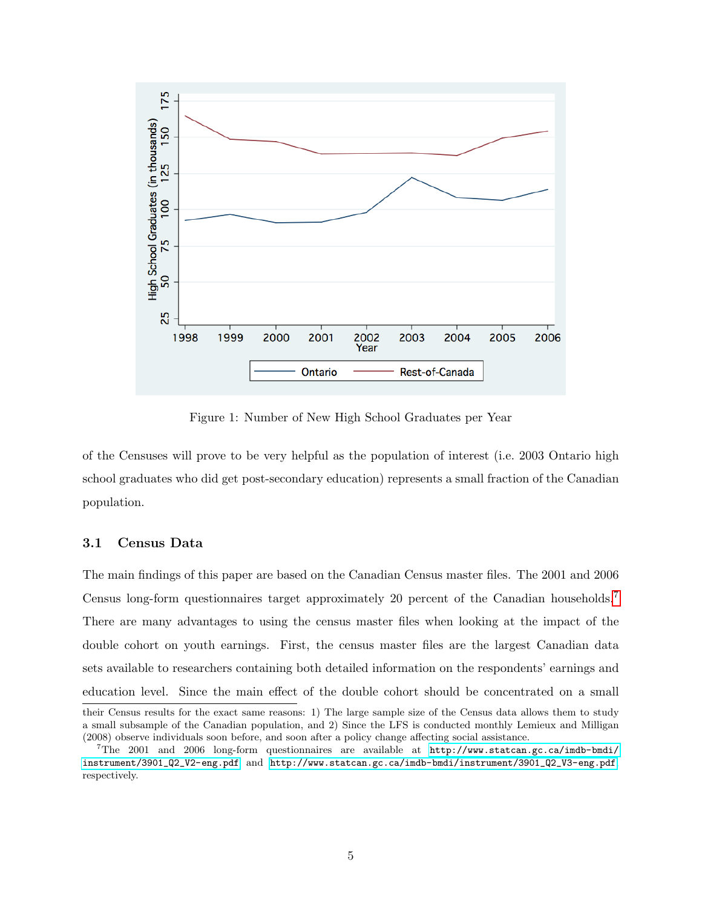Figure 1: Number of New High School Graduates per Year

of the Censuses will prove to be very helpful as the population of interest (i.e. 2003 Ontario high school graduates who did get post-secondary education) represents a small fraction of the Canadian population.

### 3.1 Census Data

The main findings of this paper are based on the Canadian Census master files. The 2001 and 2006 Census long-form questionnaires target approximately 20 percent of the Canadian households.[7] There are many advantages to using the census master files when looking at the impact of the double cohort on youth earnings. First, the census master files are the largest Canadian data sets available to researchers containing both detailed information on the respondents' earnings and education level. Since the main effect of the double cohort should be concentrated on a small

their Census results for the exact same reasons: 1) The large sample size of the Census data allows them to study a small subsample of the Canadian population, and 2) Since the LFS is conducted monthly Lemieux and Milligan (2008) observe individuals soon before, and soon after a policy change affecting social assistance.

[7]The 2001 and 2006 long-form questionnaires are available at http://www.statcan.gc.ca/imdb-bmdi/instrument/3901_Q2_V2-eng.pdf and http://www.statcan.gc.ca/imdb-bmdi/instrument/3901_Q2_V3-eng.pdf respectively.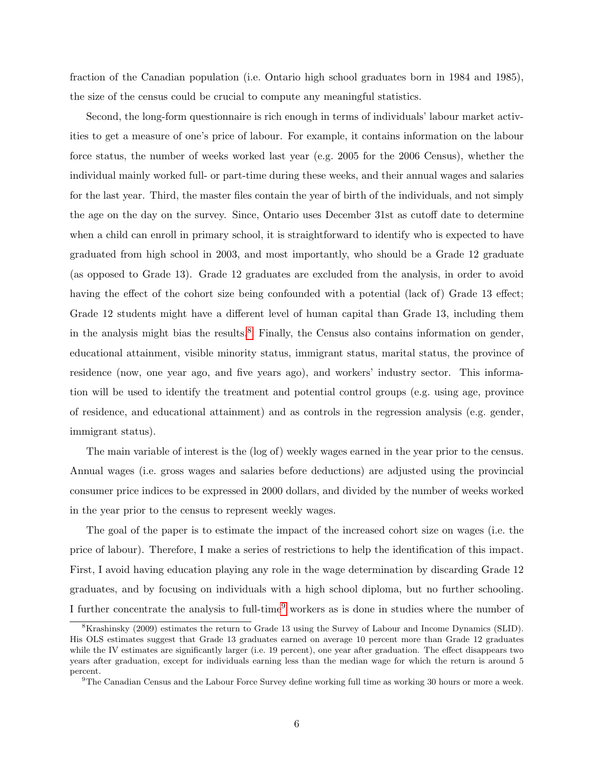fraction of the Canadian population (i.e. Ontario high school graduates born in 1984 and 1985), the size of the census could be crucial to compute any meaningful statistics.

Second, the long-form questionnaire is rich enough in terms of individuals' labour market activities to get a measure of one's price of labour. For example, it contains information on the labour force status, the number of weeks worked last year (e.g. 2005 for the 2006 Census), whether the individual mainly worked full- or part-time during these weeks, and their annual wages and salaries for the last year. Third, the master files contain the year of birth of the individuals, and not simply the age on the day on the survey. Since, Ontario uses December 31st as cutoff date to determine when a child can enroll in primary school, it is straightforward to identify who is expected to have graduated from high school in 2003, and most importantly, who should be a Grade 12 graduate (as opposed to Grade 13). Grade 12 graduates are excluded from the analysis, in order to avoid having the effect of the cohort size being confounded with a potential (lack of) Grade 13 effect; Grade 12 students might have a different level of human capital than Grade 13, including them in the analysis might bias the results.[8] Finally, the Census also contains information on gender, educational attainment, visible minority status, immigrant status, marital status, the province of residence (now, one year ago, and five years ago), and workers' industry sector. This information will be used to identify the treatment and potential control groups (e.g. using age, province of residence, and educational attainment) and as controls in the regression analysis (e.g. gender, immigrant status).

The main variable of interest is the (log of) weekly wages earned in the year prior to the census. Annual wages (i.e. gross wages and salaries before deductions) are adjusted using the provincial consumer price indices to be expressed in 2000 dollars, and divided by the number of weeks worked in the year prior to the census to represent weekly wages.

The goal of the paper is to estimate the impact of the increased cohort size on wages (i.e. the price of labour). Therefore, I make a series of restrictions to help the identification of this impact. First, I avoid having education playing any role in the wage determination by discarding Grade 12 graduates, and by focusing on individuals with a high school diploma, but no further schooling. I further concentrate the analysis to full-time[9] workers as is done in studies where the number of

[8] Krashinsky (2009) estimates the return to Grade 13 using the Survey of Labour and Income Dynamics (SLID). His OLS estimates suggest that Grade 13 graduates earned on average 10 percent more than Grade 12 graduates while the IV estimates are significantly larger (i.e. 19 percent), one year after graduation. The effect disappears two years after graduation, except for individuals earning less than the median wage for which the return is around 5 percent.

[9] The Canadian Census and the Labour Force Survey define working full time as working 30 hours or more a week.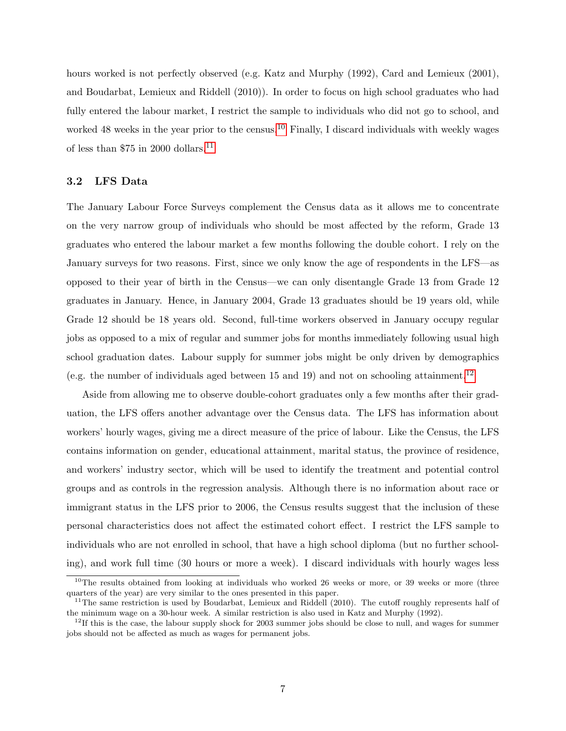hours worked is not perfectly observed (e.g. Katz and Murphy (1992), Card and Lemieux (2001), and Boudarbat, Lemieux and Riddell (2010)). In order to focus on high school graduates who had fully entered the labour market, I restrict the sample to individuals who did not go to school, and worked 48 weeks in the year prior to the census.[10] Finally, I discard individuals with weekly wages of less than $75 in 2000 dollars.[11]

### 3.2 LFS Data

The January Labour Force Surveys complement the Census data as it allows me to concentrate on the very narrow group of individuals who should be most affected by the reform, Grade 13 graduates who entered the labour market a few months following the double cohort. I rely on the January surveys for two reasons. First, since we only know the age of respondents in the LFS—as opposed to their year of birth in the Census—we can only disentangle Grade 13 from Grade 12 graduates in January. Hence, in January 2004, Grade 13 graduates should be 19 years old, while Grade 12 should be 18 years old. Second, full-time workers observed in January occupy regular jobs as opposed to a mix of regular and summer jobs for months immediately following usual high school graduation dates. Labour supply for summer jobs might be only driven by demographics (e.g. the number of individuals aged between 15 and 19) and not on schooling attainment.[12]

Aside from allowing me to observe double-cohort graduates only a few months after their graduation, the LFS offers another advantage over the Census data. The LFS has information about workers' hourly wages, giving me a direct measure of the price of labour. Like the Census, the LFS contains information on gender, educational attainment, marital status, the province of residence, and workers' industry sector, which will be used to identify the treatment and potential control groups and as controls in the regression analysis. Although there is no information about race or immigrant status in the LFS prior to 2006, the Census results suggest that the inclusion of these personal characteristics does not affect the estimated cohort effect. I restrict the LFS sample to individuals who are not enrolled in school, that have a high school diploma (but no further schooling), and work full time (30 hours or more a week). I discard individuals with hourly wages less

[10] The results obtained from looking at individuals who worked 26 weeks or more, or 39 weeks or more (three quarters of the year) are very similar to the ones presented in this paper.

[11] The same restriction is used by Boudarbat, Lemieux and Riddell (2010). The cutoff roughly represents half of the minimum wage on a 30-hour week. A similar restriction is also used in Katz and Murphy (1992).

[12] If this is the case, the labour supply shock for 2003 summer jobs should be close to null, and wages for summer jobs should not be affected as much as wages for permanent jobs.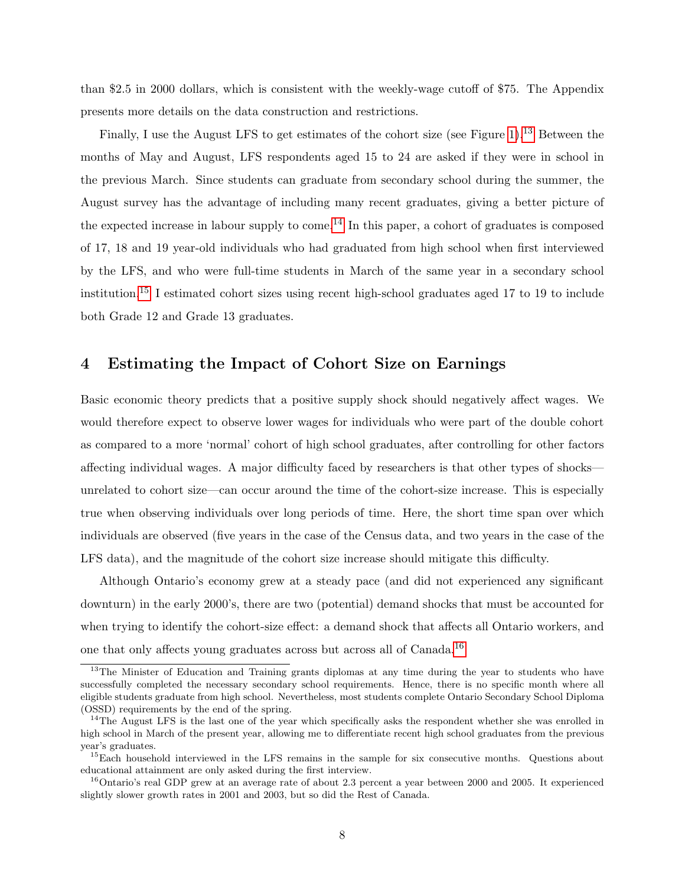than $2.5 in 2000 dollars, which is consistent with the weekly-wage cutoff of $75. The Appendix presents more details on the data construction and restrictions.

Finally, I use the August LFS to get estimates of the cohort size (see Figure 1).[13] Between the months of May and August, LFS respondents aged 15 to 24 are asked if they were in school in the previous March. Since students can graduate from secondary school during the summer, the August survey has the advantage of including many recent graduates, giving a better picture of the expected increase in labour supply to come.[14] In this paper, a cohort of graduates is composed of 17, 18 and 19 year-old individuals who had graduated from high school when first interviewed by the LFS, and who were full-time students in March of the same year in a secondary school institution.[15] I estimated cohort sizes using recent high-school graduates aged 17 to 19 to include both Grade 12 and Grade 13 graduates.

## 4 Estimating the Impact of Cohort Size on Earnings

Basic economic theory predicts that a positive supply shock should negatively affect wages. We would therefore expect to observe lower wages for individuals who were part of the double cohort as compared to a more 'normal' cohort of high school graduates, after controlling for other factors affecting individual wages. A major difficulty faced by researchers is that other types of shocks—unrelated to cohort size—can occur around the time of the cohort-size increase. This is especially true when observing individuals over long periods of time. Here, the short time span over which individuals are observed (five years in the case of the Census data, and two years in the case of the LFS data), and the magnitude of the cohort size increase should mitigate this difficulty.

Although Ontario's economy grew at a steady pace (and did not experienced any significant downturn) in the early 2000's, there are two (potential) demand shocks that must be accounted for when trying to identify the cohort-size effect: a demand shock that affects all Ontario workers, and one that only affects young graduates across but across all of Canada.[16]

[13] The Minister of Education and Training grants diplomas at any time during the year to students who have successfully completed the necessary secondary school requirements. Hence, there is no specific month where all eligible students graduate from high school. Nevertheless, most students complete Ontario Secondary School Diploma (OSSD) requirements by the end of the spring.

[14] The August LFS is the last one of the year which specifically asks the respondent whether she was enrolled in high school in March of the present year, allowing me to differentiate recent high school graduates from the previous year's graduates.

[15] Each household interviewed in the LFS remains in the sample for six consecutive months. Questions about educational attainment are only asked during the first interview.

[16] Ontario's real GDP grew at an average rate of about 2.3 percent a year between 2000 and 2005. It experienced slightly slower growth rates in 2001 and 2003, but so did the Rest of Canada.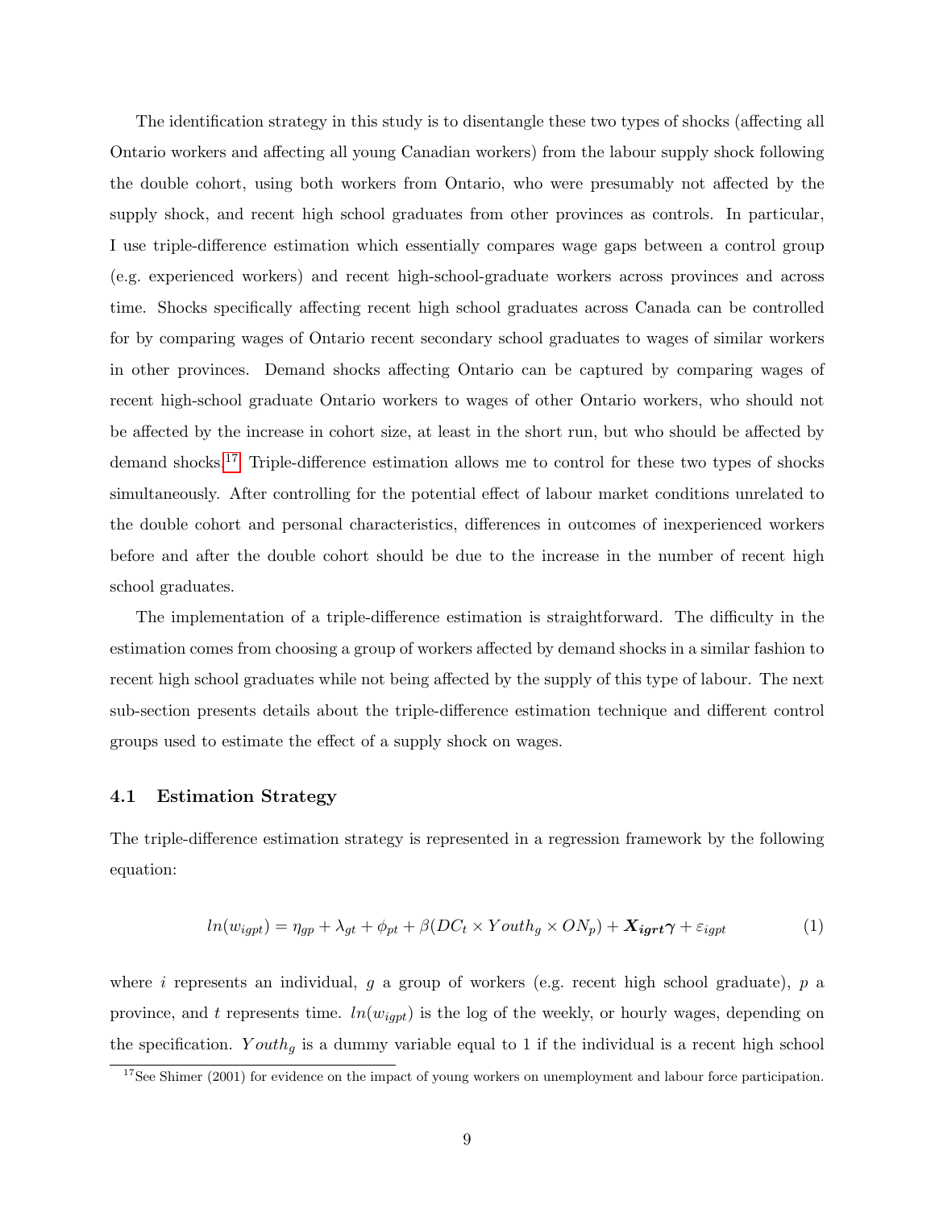The identification strategy in this study is to disentangle these two types of shocks (affecting all Ontario workers and affecting all young Canadian workers) from the labour supply shock following the double cohort, using both workers from Ontario, who were presumably not affected by the supply shock, and recent high school graduates from other provinces as controls. In particular, I use triple-difference estimation which essentially compares wage gaps between a control group (e.g. experienced workers) and recent high-school-graduate workers across provinces and across time. Shocks specifically affecting recent high school graduates across Canada can be controlled for by comparing wages of Ontario recent secondary school graduates to wages of similar workers in other provinces. Demand shocks affecting Ontario can be captured by comparing wages of recent high-school graduate Ontario workers to wages of other Ontario workers, who should not be affected by the increase in cohort size, at least in the short run, but who should be affected by demand shocks.[17] Triple-difference estimation allows me to control for these two types of shocks simultaneously. After controlling for the potential effect of labour market conditions unrelated to the double cohort and personal characteristics, differences in outcomes of inexperienced workers before and after the double cohort should be due to the increase in the number of recent high school graduates.

The implementation of a triple-difference estimation is straightforward. The difficulty in the estimation comes from choosing a group of workers affected by demand shocks in a similar fashion to recent high school graduates while not being affected by the supply of this type of labour. The next sub-section presents details about the triple-difference estimation technique and different control groups used to estimate the effect of a supply shock on wages.

## 4.1 Estimation Strategy

The triple-difference estimation strategy is represented in a regression framework by the following equation:

$$ln(w_{igpt}) = \eta_{gp} + \lambda_{gt} + \phi_{pt} + \beta(DC_t \times Youth_g \times ON_p) + \boldsymbol{X_{igrt}\gamma} + \varepsilon_{igpt} \tag{1}$$

where $i$ represents an individual, $g$ a group of workers (e.g. recent high school graduate), $p$ a province, and $t$ represents time. $ln(w_{igpt})$ is the log of the weekly, or hourly wages, depending on the specification. $Youth_g$ is a dummy variable equal to 1 if the individual is a recent high school

[17] See Shimer (2001) for evidence on the impact of young workers on unemployment and labour force participation.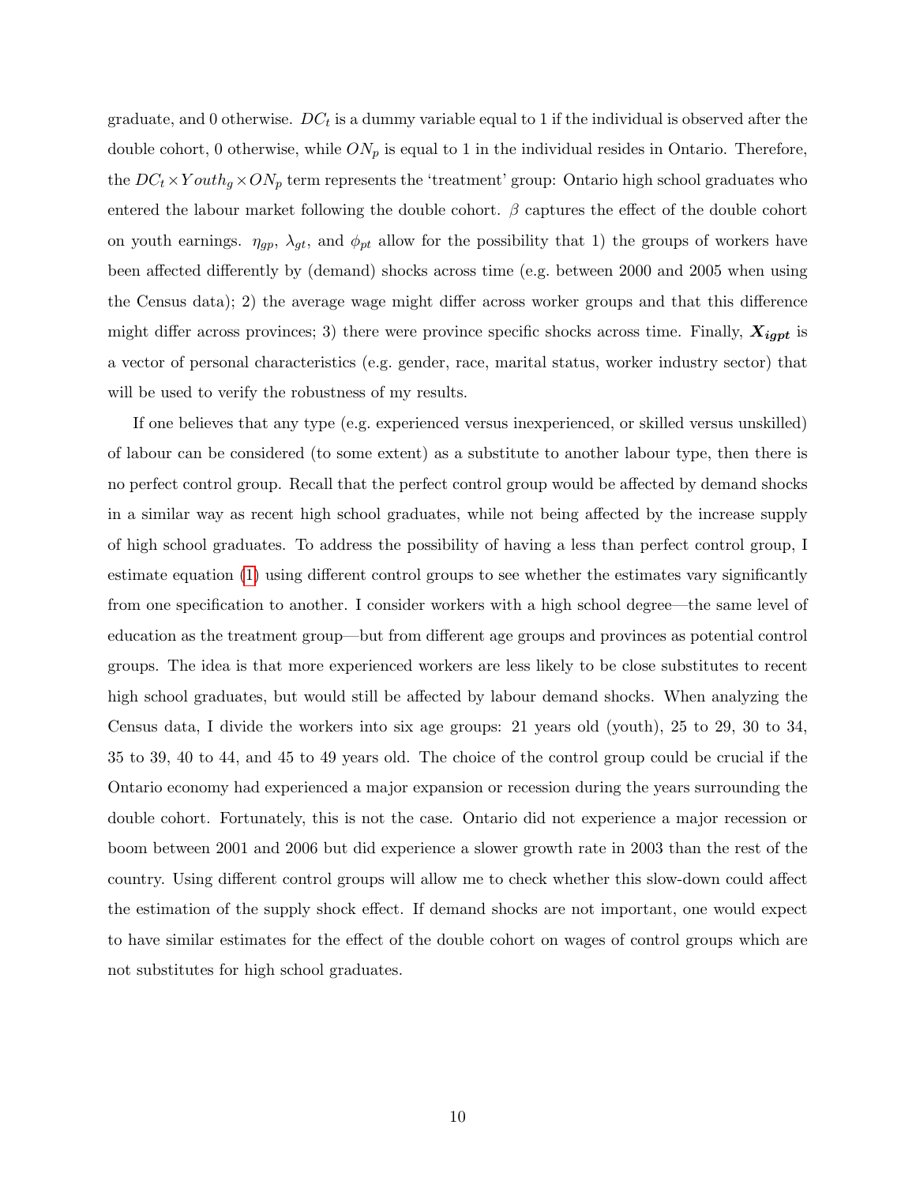graduate, and 0 otherwise. $DC_t$ is a dummy variable equal to 1 if the individual is observed after the double cohort, 0 otherwise, while $ON_p$ is equal to 1 in the individual resides in Ontario. Therefore, the $DC_t \times Youth_g \times ON_p$ term represents the 'treatment' group: Ontario high school graduates who entered the labour market following the double cohort. $\beta$ captures the effect of the double cohort on youth earnings. $\eta_{gp}$, $\lambda_{gt}$, and $\phi_{pt}$ allow for the possibility that 1) the groups of workers have been affected differently by (demand) shocks across time (e.g. between 2000 and 2005 when using the Census data); 2) the average wage might differ across worker groups and that this difference might differ across provinces; 3) there were province specific shocks across time. Finally, $\boldsymbol{X_{igpt}}$ is a vector of personal characteristics (e.g. gender, race, marital status, worker industry sector) that will be used to verify the robustness of my results.

If one believes that any type (e.g. experienced versus inexperienced, or skilled versus unskilled) of labour can be considered (to some extent) as a substitute to another labour type, then there is no perfect control group. Recall that the perfect control group would be affected by demand shocks in a similar way as recent high school graduates, while not being affected by the increase supply of high school graduates. To address the possibility of having a less than perfect control group, I estimate equation (1) using different control groups to see whether the estimates vary significantly from one specification to another. I consider workers with a high school degree—the same level of education as the treatment group—but from different age groups and provinces as potential control groups. The idea is that more experienced workers are less likely to be close substitutes to recent high school graduates, but would still be affected by labour demand shocks. When analyzing the Census data, I divide the workers into six age groups: 21 years old (youth), 25 to 29, 30 to 34, 35 to 39, 40 to 44, and 45 to 49 years old. The choice of the control group could be crucial if the Ontario economy had experienced a major expansion or recession during the years surrounding the double cohort. Fortunately, this is not the case. Ontario did not experience a major recession or boom between 2001 and 2006 but did experience a slower growth rate in 2003 than the rest of the country. Using different control groups will allow me to check whether this slow-down could affect the estimation of the supply shock effect. If demand shocks are not important, one would expect to have similar estimates for the effect of the double cohort on wages of control groups which are not substitutes for high school graduates.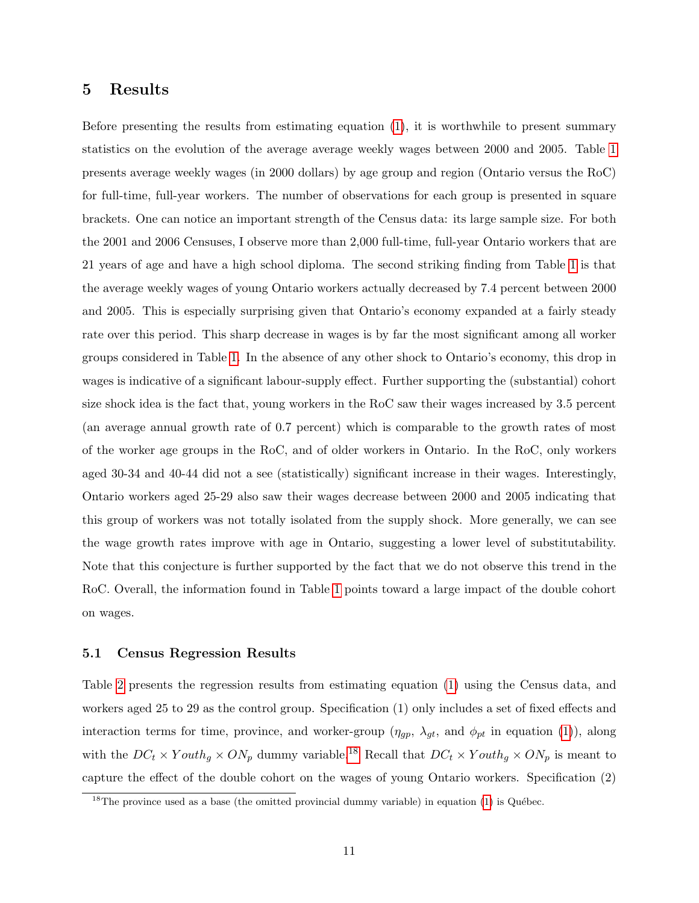## 5 Results

Before presenting the results from estimating equation (1), it is worthwhile to present summary statistics on the evolution of the average average weekly wages between 2000 and 2005. Table 1 presents average weekly wages (in 2000 dollars) by age group and region (Ontario versus the RoC) for full-time, full-year workers. The number of observations for each group is presented in square brackets. One can notice an important strength of the Census data: its large sample size. For both the 2001 and 2006 Censuses, I observe more than 2,000 full-time, full-year Ontario workers that are 21 years of age and have a high school diploma. The second striking finding from Table 1 is that the average weekly wages of young Ontario workers actually decreased by 7.4 percent between 2000 and 2005. This is especially surprising given that Ontario's economy expanded at a fairly steady rate over this period. This sharp decrease in wages is by far the most significant among all worker groups considered in Table 1. In the absence of any other shock to Ontario's economy, this drop in wages is indicative of a significant labour-supply effect. Further supporting the (substantial) cohort size shock idea is the fact that, young workers in the RoC saw their wages increased by 3.5 percent (an average annual growth rate of 0.7 percent) which is comparable to the growth rates of most of the worker age groups in the RoC, and of older workers in Ontario. In the RoC, only workers aged 30-34 and 40-44 did not a see (statistically) significant increase in their wages. Interestingly, Ontario workers aged 25-29 also saw their wages decrease between 2000 and 2005 indicating that this group of workers was not totally isolated from the supply shock. More generally, we can see the wage growth rates improve with age in Ontario, suggesting a lower level of substitutability. Note that this conjecture is further supported by the fact that we do not observe this trend in the RoC. Overall, the information found in Table 1 points toward a large impact of the double cohort on wages.

### 5.1 Census Regression Results

Table 2 presents the regression results from estimating equation (1) using the Census data, and workers aged 25 to 29 as the control group. Specification (1) only includes a set of fixed effects and interaction terms for time, province, and worker-group ($\eta_{gp}$, $\lambda_{gt}$, and $\phi_{pt}$ in equation (1)), along with the $DC_t \times Youth_g \times ON_p$ dummy variable.[18] Recall that $DC_t \times Youth_g \times ON_p$ is meant to capture the effect of the double cohort on the wages of young Ontario workers. Specification (2)

[18] The province used as a base (the omitted provincial dummy variable) in equation (1) is Québec.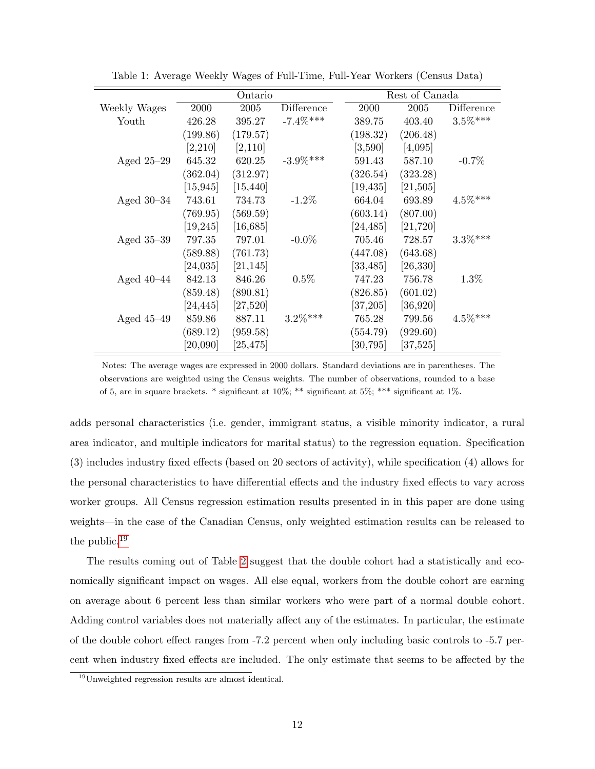Table 1: Average Weekly Wages of Full-Time, Full-Year Workers (Census Data)

| | Ontario | | | Rest of Canada | | |
|---|---|---|---|---|---|---|
| Weekly Wages | 2000 | 2005 | Difference | 2000 | 2005 | Difference |
| Youth | 426.28 | 395.27 | -7.4%*** | 389.75 | 403.40 | 3.5%*** |
| | (199.86) | (179.57) | | (198.32) | (206.48) | |
| | [2,210] | [2,110] | | [3,590] | [4,095] | |
| Aged 25–29 | 645.32 | 620.25 | -3.9%*** | 591.43 | 587.10 | -0.7% |
| | (362.04) | (312.97) | | (326.54) | (323.28) | |
| | [15,945] | [15,440] | | [19,435] | [21,505] | |
| Aged 30–34 | 743.61 | 734.73 | -1.2% | 664.04 | 693.89 | 4.5%*** |
| | (769.95) | (569.59) | | (603.14) | (807.00) | |
| | [19,245] | [16,685] | | [24,485] | [21,720] | |
| Aged 35–39 | 797.35 | 797.01 | -0.0% | 705.46 | 728.57 | 3.3%*** |
| | (589.88) | (761.73) | | (447.08) | (643.68) | |
| | [24,035] | [21,145] | | [33,485] | [26,330] | |
| Aged 40–44 | 842.13 | 846.26 | 0.5% | 747.23 | 756.78 | 1.3% |
| | (859.48) | (890.81) | | (826.85) | (601.02) | |
| | [24,445] | [27,520] | | [37,205] | [36,920] | |
| Aged 45–49 | 859.86 | 887.11 | 3.2%*** | 765.28 | 799.56 | 4.5%*** |
| | (689.12) | (959.58) | | (554.79) | (929.60) | |
| | [20,090] | [25,475] | | [30,795] | [37,525] | |

Notes: The average wages are expressed in 2000 dollars. Standard deviations are in parentheses. The observations are weighted using the Census weights. The number of observations, rounded to a base of 5, are in square brackets. * significant at 10%; ** significant at 5%; *** significant at 1%.

adds personal characteristics (i.e. gender, immigrant status, a visible minority indicator, a rural area indicator, and multiple indicators for marital status) to the regression equation. Specification (3) includes industry fixed effects (based on 20 sectors of activity), while specification (4) allows for the personal characteristics to have differential effects and the industry fixed effects to vary across worker groups. All Census regression estimation results presented in in this paper are done using weights—in the case of the Canadian Census, only weighted estimation results can be released to the public.[19]

The results coming out of Table 2 suggest that the double cohort had a statistically and economically significant impact on wages. All else equal, workers from the double cohort are earning on average about 6 percent less than similar workers who were part of a normal double cohort. Adding control variables does not materially affect any of the estimates. In particular, the estimate of the double cohort effect ranges from -7.2 percent when only including basic controls to -5.7 percent when industry fixed effects are included. The only estimate that seems to be affected by the

[19]Unweighted regression results are almost identical.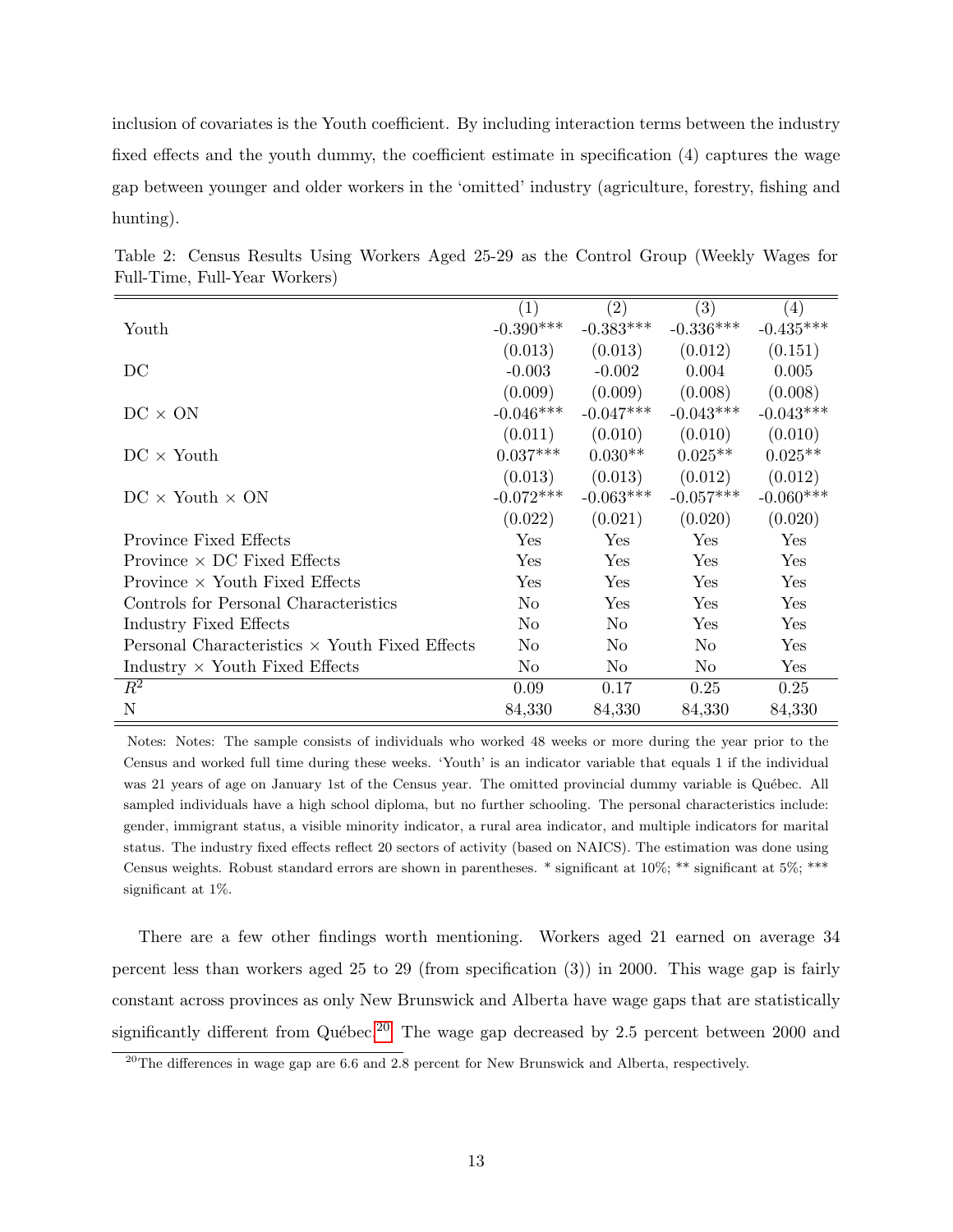inclusion of covariates is the Youth coefficient. By including interaction terms between the industry fixed effects and the youth dummy, the coefficient estimate in specification (4) captures the wage gap between younger and older workers in the 'omitted' industry (agriculture, forestry, fishing and hunting).

Table 2: Census Results Using Workers Aged 25-29 as the Control Group (Weekly Wages for Full-Time, Full-Year Workers)

| | (1) | (2) | (3) | (4) |
|---|---|---|---|---|
| Youth | -0.390*** | -0.383*** | -0.336*** | -0.435*** |
| | (0.013) | (0.013) | (0.012) | (0.151) |
| DC | -0.003 | -0.002 | 0.004 | 0.005 |
| | (0.009) | (0.009) | (0.008) | (0.008) |
| DC × ON | -0.046*** | -0.047*** | -0.043*** | -0.043*** |
| | (0.011) | (0.010) | (0.010) | (0.010) |
| DC × Youth | 0.037*** | 0.030** | 0.025** | 0.025** |
| | (0.013) | (0.013) | (0.012) | (0.012) |
| DC × Youth × ON | -0.072*** | -0.063*** | -0.057*** | -0.060*** |
| | (0.022) | (0.021) | (0.020) | (0.020) |
| Province Fixed Effects | Yes | Yes | Yes | Yes |
| Province × DC Fixed Effects | Yes | Yes | Yes | Yes |
| Province × Youth Fixed Effects | Yes | Yes | Yes | Yes |
| Controls for Personal Characteristics | No | Yes | Yes | Yes |
| Industry Fixed Effects | No | No | Yes | Yes |
| Personal Characteristics × Youth Fixed Effects | No | No | No | Yes |
| Industry × Youth Fixed Effects | No | No | No | Yes |
| $R^2$ | 0.09 | 0.17 | 0.25 | 0.25 |
| N | 84,330 | 84,330 | 84,330 | 84,330 |

Notes: Notes: The sample consists of individuals who worked 48 weeks or more during the year prior to the Census and worked full time during these weeks. 'Youth' is an indicator variable that equals 1 if the individual was 21 years of age on January 1st of the Census year. The omitted provincial dummy variable is Québec. All sampled individuals have a high school diploma, but no further schooling. The personal characteristics include: gender, immigrant status, a visible minority indicator, a rural area indicator, and multiple indicators for marital status. The industry fixed effects reflect 20 sectors of activity (based on NAICS). The estimation was done using Census weights. Robust standard errors are shown in parentheses. * significant at 10%; ** significant at 5%; *** significant at 1%.

There are a few other findings worth mentioning. Workers aged 21 earned on average 34 percent less than workers aged 25 to 29 (from specification (3)) in 2000. This wage gap is fairly constant across provinces as only New Brunswick and Alberta have wage gaps that are statistically significantly different from Québec.[20] The wage gap decreased by 2.5 percent between 2000 and

[20] The differences in wage gap are 6.6 and 2.8 percent for New Brunswick and Alberta, respectively.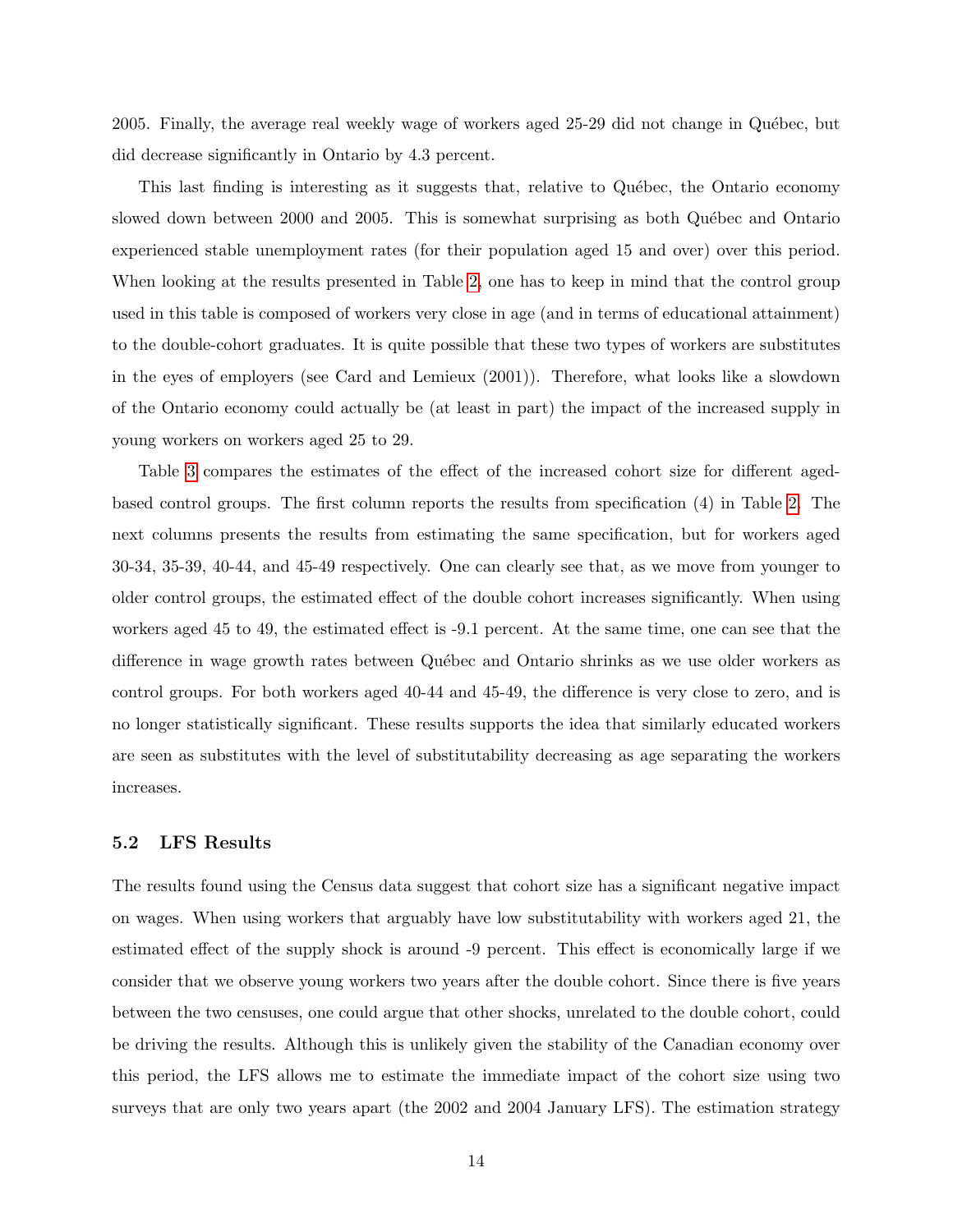2005. Finally, the average real weekly wage of workers aged 25-29 did not change in Québec, but did decrease significantly in Ontario by 4.3 percent.

This last finding is interesting as it suggests that, relative to Québec, the Ontario economy slowed down between 2000 and 2005. This is somewhat surprising as both Québec and Ontario experienced stable unemployment rates (for their population aged 15 and over) over this period. When looking at the results presented in Table 2, one has to keep in mind that the control group used in this table is composed of workers very close in age (and in terms of educational attainment) to the double-cohort graduates. It is quite possible that these two types of workers are substitutes in the eyes of employers (see Card and Lemieux (2001)). Therefore, what looks like a slowdown of the Ontario economy could actually be (at least in part) the impact of the increased supply in young workers on workers aged 25 to 29.

Table 3 compares the estimates of the effect of the increased cohort size for different aged-based control groups. The first column reports the results from specification (4) in Table 2. The next columns presents the results from estimating the same specification, but for workers aged 30-34, 35-39, 40-44, and 45-49 respectively. One can clearly see that, as we move from younger to older control groups, the estimated effect of the double cohort increases significantly. When using workers aged 45 to 49, the estimated effect is -9.1 percent. At the same time, one can see that the difference in wage growth rates between Québec and Ontario shrinks as we use older workers as control groups. For both workers aged 40-44 and 45-49, the difference is very close to zero, and is no longer statistically significant. These results supports the idea that similarly educated workers are seen as substitutes with the level of substitutability decreasing as age separating the workers increases.

### 5.2 LFS Results

The results found using the Census data suggest that cohort size has a significant negative impact on wages. When using workers that arguably have low substitutability with workers aged 21, the estimated effect of the supply shock is around -9 percent. This effect is economically large if we consider that we observe young workers two years after the double cohort. Since there is five years between the two censuses, one could argue that other shocks, unrelated to the double cohort, could be driving the results. Although this is unlikely given the stability of the Canadian economy over this period, the LFS allows me to estimate the immediate impact of the cohort size using two surveys that are only two years apart (the 2002 and 2004 January LFS). The estimation strategy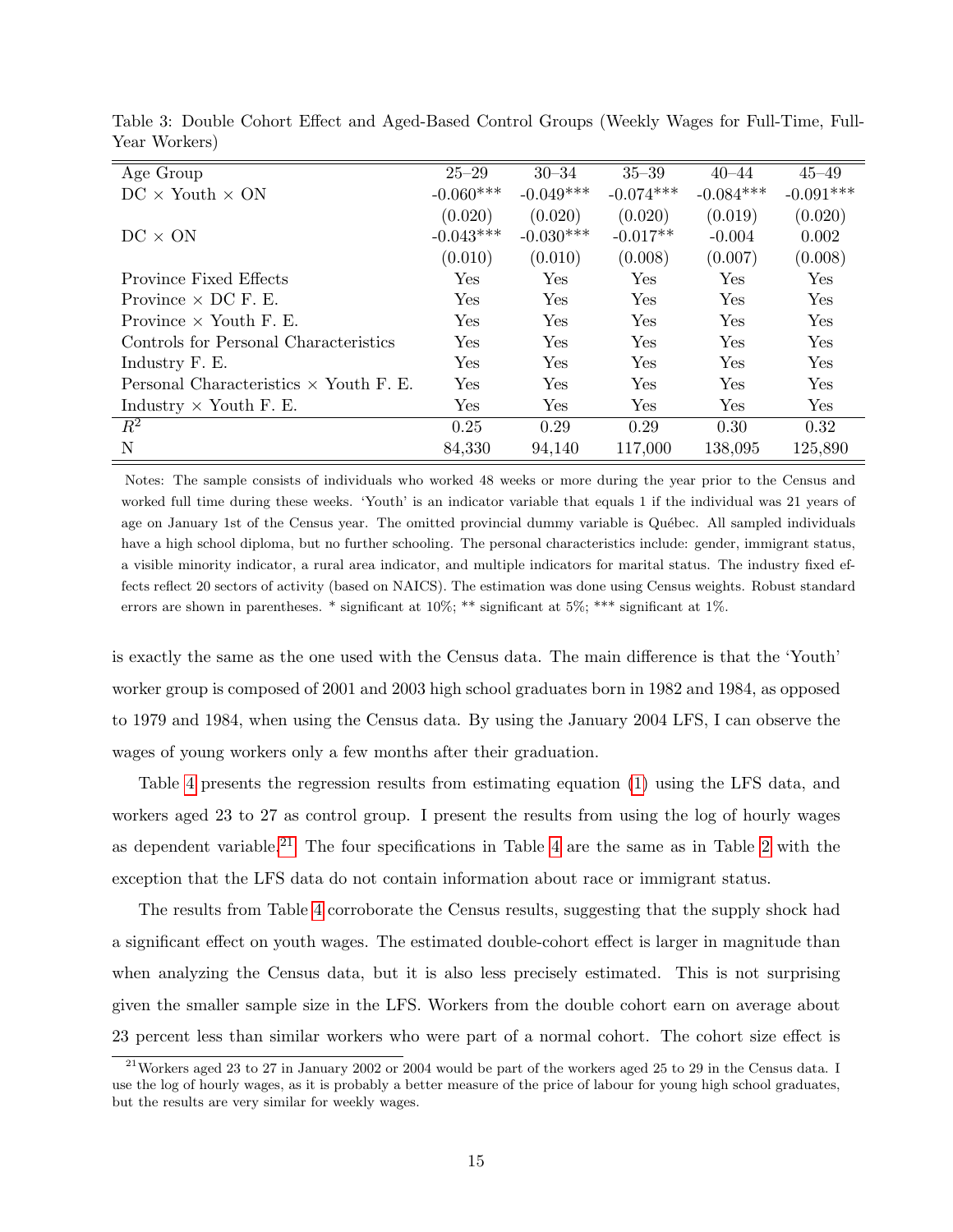Table 3: Double Cohort Effect and Aged-Based Control Groups (Weekly Wages for Full-Time, Full-Year Workers)

| Age Group | 25–29 | 30–34 | 35–39 | 40–44 | 45–49 |
|---|---|---|---|---|---|
| DC × Youth × ON | -0.060*** | -0.049*** | -0.074*** | -0.084*** | -0.091*** |
| | (0.020) | (0.020) | (0.020) | (0.019) | (0.020) |
| DC × ON | -0.043*** | -0.030*** | -0.017** | -0.004 | 0.002 |
| | (0.010) | (0.010) | (0.008) | (0.007) | (0.008) |
| Province Fixed Effects | Yes | Yes | Yes | Yes | Yes |
| Province × DC F. E. | Yes | Yes | Yes | Yes | Yes |
| Province × Youth F. E. | Yes | Yes | Yes | Yes | Yes |
| Controls for Personal Characteristics | Yes | Yes | Yes | Yes | Yes |
| Industry F. E. | Yes | Yes | Yes | Yes | Yes |
| Personal Characteristics × Youth F. E. | Yes | Yes | Yes | Yes | Yes |
| Industry × Youth F. E. | Yes | Yes | Yes | Yes | Yes |
| $R^2$ | 0.25 | 0.29 | 0.29 | 0.30 | 0.32 |
| N | 84,330 | 94,140 | 117,000 | 138,095 | 125,890 |

Notes: The sample consists of individuals who worked 48 weeks or more during the year prior to the Census and worked full time during these weeks. 'Youth' is an indicator variable that equals 1 if the individual was 21 years of age on January 1st of the Census year. The omitted provincial dummy variable is Québec. All sampled individuals have a high school diploma, but no further schooling. The personal characteristics include: gender, immigrant status, a visible minority indicator, a rural area indicator, and multiple indicators for marital status. The industry fixed effects reflect 20 sectors of activity (based on NAICS). The estimation was done using Census weights. Robust standard errors are shown in parentheses. * significant at 10%; ** significant at 5%; *** significant at 1%.

is exactly the same as the one used with the Census data. The main difference is that the 'Youth' worker group is composed of 2001 and 2003 high school graduates born in 1982 and 1984, as opposed to 1979 and 1984, when using the Census data. By using the January 2004 LFS, I can observe the wages of young workers only a few months after their graduation.

Table 4 presents the regression results from estimating equation (1) using the LFS data, and workers aged 23 to 27 as control group. I present the results from using the log of hourly wages as dependent variable.[21] The four specifications in Table 4 are the same as in Table 2 with the exception that the LFS data do not contain information about race or immigrant status.

The results from Table 4 corroborate the Census results, suggesting that the supply shock had a significant effect on youth wages. The estimated double-cohort effect is larger in magnitude than when analyzing the Census data, but it is also less precisely estimated. This is not surprising given the smaller sample size in the LFS. Workers from the double cohort earn on average about 23 percent less than similar workers who were part of a normal cohort. The cohort size effect is

[21] Workers aged 23 to 27 in January 2002 or 2004 would be part of the workers aged 25 to 29 in the Census data. I use the log of hourly wages, as it is probably a better measure of the price of labour for young high school graduates, but the results are very similar for weekly wages.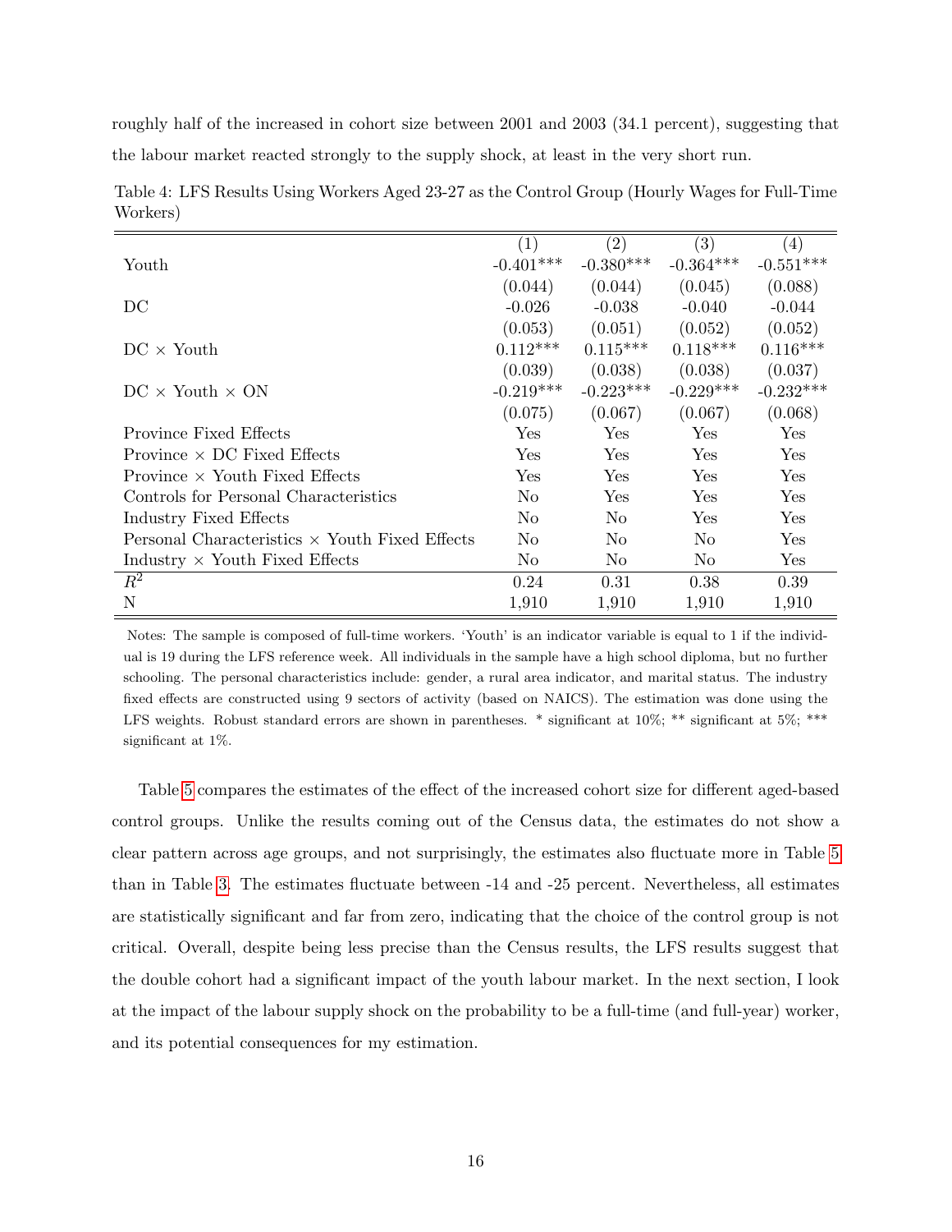roughly half of the increased in cohort size between 2001 and 2003 (34.1 percent), suggesting that the labour market reacted strongly to the supply shock, at least in the very short run.

Table 4: LFS Results Using Workers Aged 23-27 as the Control Group (Hourly Wages for Full-Time Workers)

| | (1) | (2) | (3) | (4) |
|---|---|---|---|---|
| Youth | -0.401*** | -0.380*** | -0.364*** | -0.551*** |
| | (0.044) | (0.044) | (0.045) | (0.088) |
| DC | -0.026 | -0.038 | -0.040 | -0.044 |
| | (0.053) | (0.051) | (0.052) | (0.052) |
| DC × Youth | 0.112*** | 0.115*** | 0.118*** | 0.116*** |
| | (0.039) | (0.038) | (0.038) | (0.037) |
| DC × Youth × ON | -0.219*** | -0.223*** | -0.229*** | -0.232*** |
| | (0.075) | (0.067) | (0.067) | (0.068) |
| Province Fixed Effects | Yes | Yes | Yes | Yes |
| Province × DC Fixed Effects | Yes | Yes | Yes | Yes |
| Province × Youth Fixed Effects | Yes | Yes | Yes | Yes |
| Controls for Personal Characteristics | No | Yes | Yes | Yes |
| Industry Fixed Effects | No | No | Yes | Yes |
| Personal Characteristics × Youth Fixed Effects | No | No | No | Yes |
| Industry × Youth Fixed Effects | No | No | No | Yes |
| $R^2$ | 0.24 | 0.31 | 0.38 | 0.39 |
| N | 1,910 | 1,910 | 1,910 | 1,910 |

Notes: The sample is composed of full-time workers. 'Youth' is an indicator variable is equal to 1 if the individual is 19 during the LFS reference week. All individuals in the sample have a high school diploma, but no further schooling. The personal characteristics include: gender, a rural area indicator, and marital status. The industry fixed effects are constructed using 9 sectors of activity (based on NAICS). The estimation was done using the LFS weights. Robust standard errors are shown in parentheses. * significant at 10%; ** significant at 5%; *** significant at 1%.

Table 5 compares the estimates of the effect of the increased cohort size for different aged-based control groups. Unlike the results coming out of the Census data, the estimates do not show a clear pattern across age groups, and not surprisingly, the estimates also fluctuate more in Table 5 than in Table 3. The estimates fluctuate between -14 and -25 percent. Nevertheless, all estimates are statistically significant and far from zero, indicating that the choice of the control group is not critical. Overall, despite being less precise than the Census results, the LFS results suggest that the double cohort had a significant impact of the youth labour market. In the next section, I look at the impact of the labour supply shock on the probability to be a full-time (and full-year) worker, and its potential consequences for my estimation.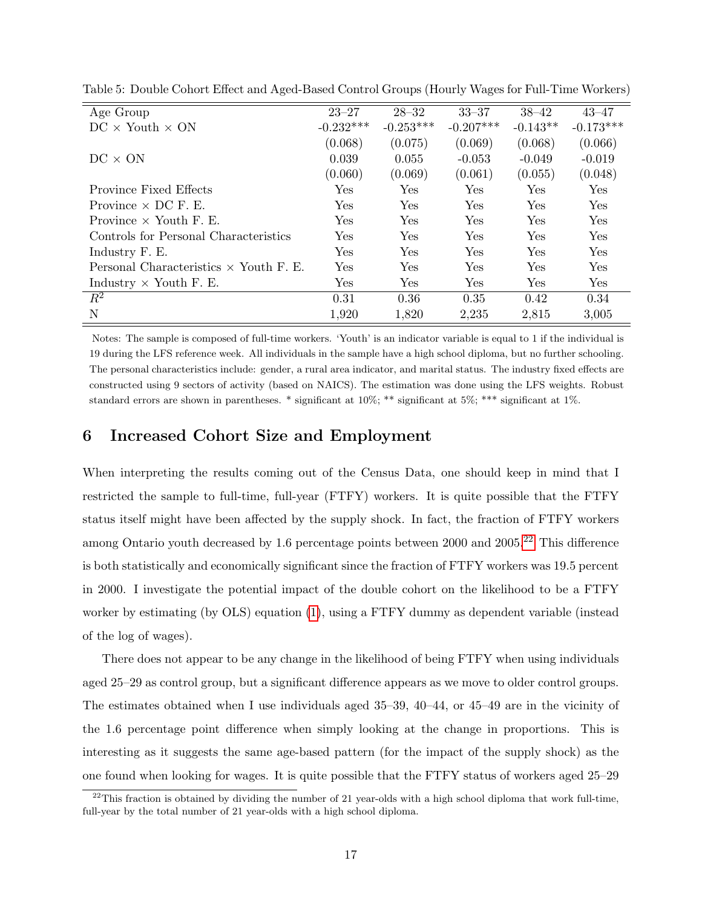Table 5: Double Cohort Effect and Aged-Based Control Groups (Hourly Wages for Full-Time Workers)

| Age Group | 23–27 | 28–32 | 33–37 | 38–42 | 43–47 |
|---|---|---|---|---|---|
| DC × Youth × ON | -0.232*** | -0.253*** | -0.207*** | -0.143** | -0.173*** |
| | (0.068) | (0.075) | (0.069) | (0.068) | (0.066) |
| DC × ON | 0.039 | 0.055 | -0.053 | -0.049 | -0.019 |
| | (0.060) | (0.069) | (0.061) | (0.055) | (0.048) |
| Province Fixed Effects | Yes | Yes | Yes | Yes | Yes |
| Province × DC F. E. | Yes | Yes | Yes | Yes | Yes |
| Province × Youth F. E. | Yes | Yes | Yes | Yes | Yes |
| Controls for Personal Characteristics | Yes | Yes | Yes | Yes | Yes |
| Industry F. E. | Yes | Yes | Yes | Yes | Yes |
| Personal Characteristics × Youth F. E. | Yes | Yes | Yes | Yes | Yes |
| Industry × Youth F. E. | Yes | Yes | Yes | Yes | Yes |
| $R^2$ | 0.31 | 0.36 | 0.35 | 0.42 | 0.34 |
| N | 1,920 | 1,820 | 2,235 | 2,815 | 3,005 |

Notes: The sample is composed of full-time workers. 'Youth' is an indicator variable is equal to 1 if the individual is 19 during the LFS reference week. All individuals in the sample have a high school diploma, but no further schooling. The personal characteristics include: gender, a rural area indicator, and marital status. The industry fixed effects are constructed using 9 sectors of activity (based on NAICS). The estimation was done using the LFS weights. Robust standard errors are shown in parentheses. * significant at 10%; ** significant at 5%; *** significant at 1%.

## 6 Increased Cohort Size and Employment

When interpreting the results coming out of the Census Data, one should keep in mind that I restricted the sample to full-time, full-year (FTFY) workers. It is quite possible that the FTFY status itself might have been affected by the supply shock. In fact, the fraction of FTFY workers among Ontario youth decreased by 1.6 percentage points between 2000 and 2005.[22] This difference is both statistically and economically significant since the fraction of FTFY workers was 19.5 percent in 2000. I investigate the potential impact of the double cohort on the likelihood to be a FTFY worker by estimating (by OLS) equation (1), using a FTFY dummy as dependent variable (instead of the log of wages).

There does not appear to be any change in the likelihood of being FTFY when using individuals aged 25–29 as control group, but a significant difference appears as we move to older control groups. The estimates obtained when I use individuals aged 35–39, 40–44, or 45–49 are in the vicinity of the 1.6 percentage point difference when simply looking at the change in proportions. This is interesting as it suggests the same age-based pattern (for the impact of the supply shock) as the one found when looking for wages. It is quite possible that the FTFY status of workers aged 25–29

[22] This fraction is obtained by dividing the number of 21 year-olds with a high school diploma that work full-time, full-year by the total number of 21 year-olds with a high school diploma.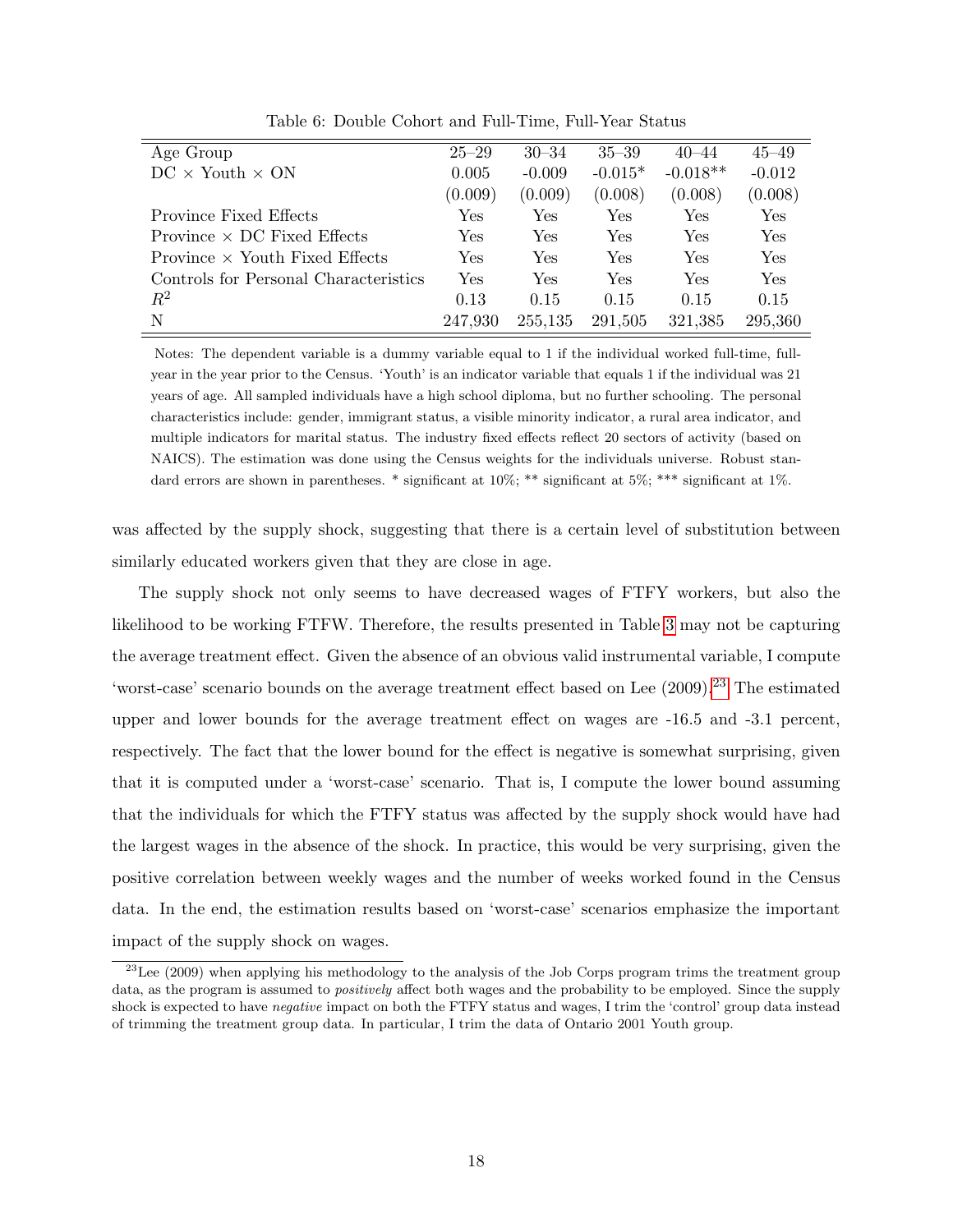Table 6: Double Cohort and Full-Time, Full-Year Status

| Age Group | 25–29 | 30–34 | 35–39 | 40–44 | 45–49 |
|---|---|---|---|---|---|
| DC × Youth × ON | 0.005 | -0.009 | -0.015* | -0.018** | -0.012 |
| | (0.009) | (0.009) | (0.008) | (0.008) | (0.008) |
| Province Fixed Effects | Yes | Yes | Yes | Yes | Yes |
| Province × DC Fixed Effects | Yes | Yes | Yes | Yes | Yes |
| Province × Youth Fixed Effects | Yes | Yes | Yes | Yes | Yes |
| Controls for Personal Characteristics | Yes | Yes | Yes | Yes | Yes |
| $R^2$ | 0.13 | 0.15 | 0.15 | 0.15 | 0.15 |
| N | 247,930 | 255,135 | 291,505 | 321,385 | 295,360 |

Notes: The dependent variable is a dummy variable equal to 1 if the individual worked full-time, full-year in the year prior to the Census. 'Youth' is an indicator variable that equals 1 if the individual was 21 years of age. All sampled individuals have a high school diploma, but no further schooling. The personal characteristics include: gender, immigrant status, a visible minority indicator, a rural area indicator, and multiple indicators for marital status. The industry fixed effects reflect 20 sectors of activity (based on NAICS). The estimation was done using the Census weights for the individuals universe. Robust standard errors are shown in parentheses. * significant at 10%; ** significant at 5%; *** significant at 1%.

was affected by the supply shock, suggesting that there is a certain level of substitution between similarly educated workers given that they are close in age.

The supply shock not only seems to have decreased wages of FTFY workers, but also the likelihood to be working FTFW. Therefore, the results presented in Table 3 may not be capturing the average treatment effect. Given the absence of an obvious valid instrumental variable, I compute 'worst-case' scenario bounds on the average treatment effect based on Lee (2009).[23] The estimated upper and lower bounds for the average treatment effect on wages are -16.5 and -3.1 percent, respectively. The fact that the lower bound for the effect is negative is somewhat surprising, given that it is computed under a 'worst-case' scenario. That is, I compute the lower bound assuming that the individuals for which the FTFY status was affected by the supply shock would have had the largest wages in the absence of the shock. In practice, this would be very surprising, given the positive correlation between weekly wages and the number of weeks worked found in the Census data. In the end, the estimation results based on 'worst-case' scenarios emphasize the important impact of the supply shock on wages.

[23]Lee (2009) when applying his methodology to the analysis of the Job Corps program trims the treatment group data, as the program is assumed to *positively* affect both wages and the probability to be employed. Since the supply shock is expected to have *negative* impact on both the FTFY status and wages, I trim the 'control' group data instead of trimming the treatment group data. In particular, I trim the data of Ontario 2001 Youth group.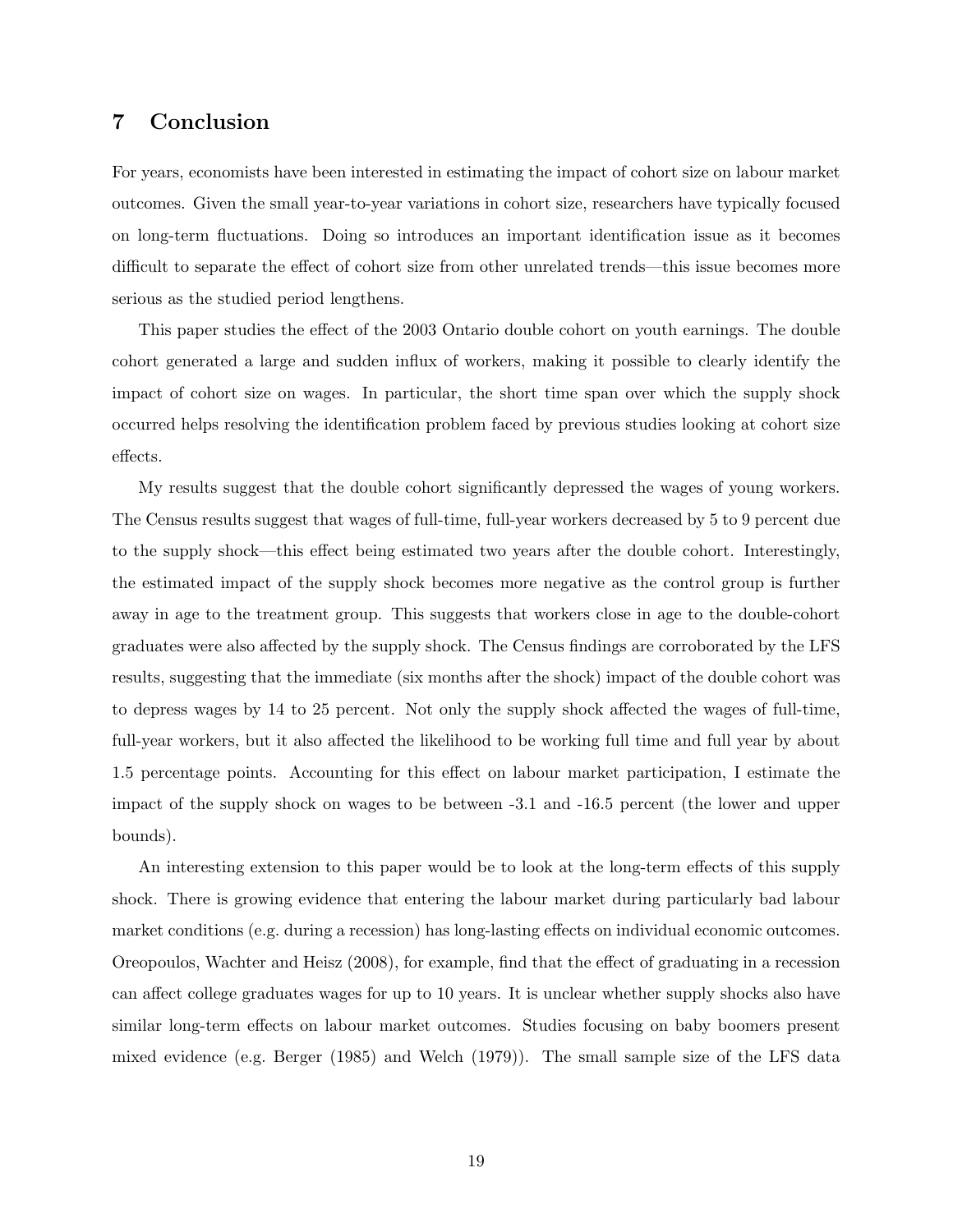## 7 Conclusion

For years, economists have been interested in estimating the impact of cohort size on labour market outcomes. Given the small year-to-year variations in cohort size, researchers have typically focused on long-term fluctuations. Doing so introduces an important identification issue as it becomes difficult to separate the effect of cohort size from other unrelated trends—this issue becomes more serious as the studied period lengthens.

This paper studies the effect of the 2003 Ontario double cohort on youth earnings. The double cohort generated a large and sudden influx of workers, making it possible to clearly identify the impact of cohort size on wages. In particular, the short time span over which the supply shock occurred helps resolving the identification problem faced by previous studies looking at cohort size effects.

My results suggest that the double cohort significantly depressed the wages of young workers. The Census results suggest that wages of full-time, full-year workers decreased by 5 to 9 percent due to the supply shock—this effect being estimated two years after the double cohort. Interestingly, the estimated impact of the supply shock becomes more negative as the control group is further away in age to the treatment group. This suggests that workers close in age to the double-cohort graduates were also affected by the supply shock. The Census findings are corroborated by the LFS results, suggesting that the immediate (six months after the shock) impact of the double cohort was to depress wages by 14 to 25 percent. Not only the supply shock affected the wages of full-time, full-year workers, but it also affected the likelihood to be working full time and full year by about 1.5 percentage points. Accounting for this effect on labour market participation, I estimate the impact of the supply shock on wages to be between -3.1 and -16.5 percent (the lower and upper bounds).

An interesting extension to this paper would be to look at the long-term effects of this supply shock. There is growing evidence that entering the labour market during particularly bad labour market conditions (e.g. during a recession) has long-lasting effects on individual economic outcomes. Oreopoulos, Wachter and Heisz (2008), for example, find that the effect of graduating in a recession can affect college graduates wages for up to 10 years. It is unclear whether supply shocks also have similar long-term effects on labour market outcomes. Studies focusing on baby boomers present mixed evidence (e.g. Berger (1985) and Welch (1979)). The small sample size of the LFS data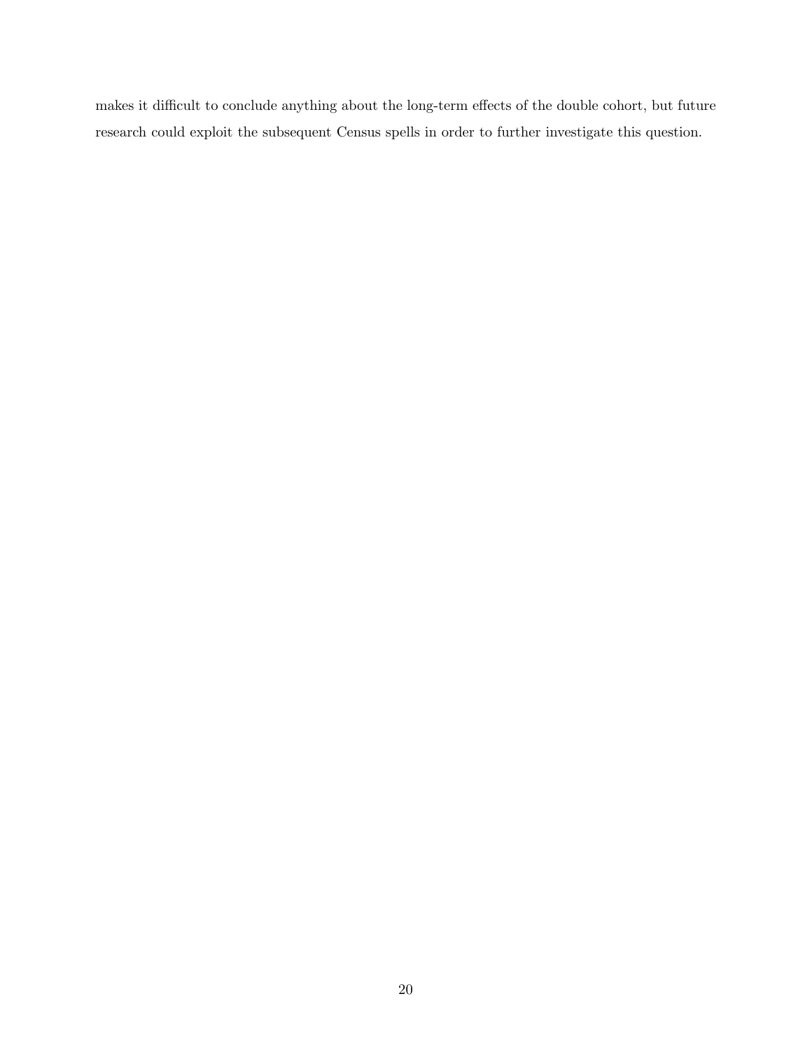makes it difficult to conclude anything about the long-term effects of the double cohort, but future research could exploit the subsequent Census spells in order to further investigate this question.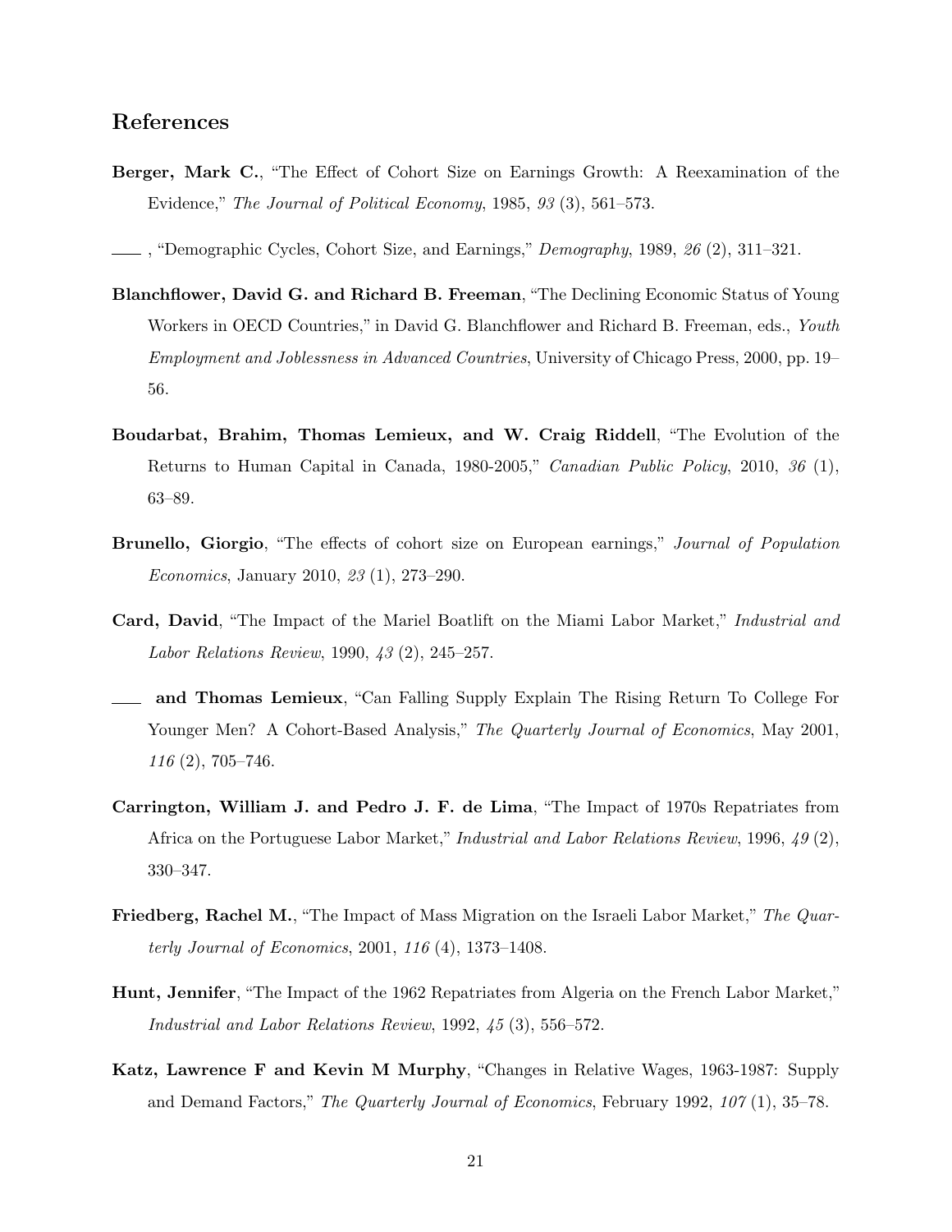## References

**Berger, Mark C.**, "The Effect of Cohort Size on Earnings Growth: A Reexamination of the Evidence," *The Journal of Political Economy*, 1985, *93* (3), 561–573.

——, "Demographic Cycles, Cohort Size, and Earnings," *Demography*, 1989, *26* (2), 311–321.

**Blanchflower, David G. and Richard B. Freeman**, "The Declining Economic Status of Young Workers in OECD Countries," in David G. Blanchflower and Richard B. Freeman, eds., *Youth Employment and Joblessness in Advanced Countries*, University of Chicago Press, 2000, pp. 19–56.

**Boudarbat, Brahim, Thomas Lemieux, and W. Craig Riddell**, "The Evolution of the Returns to Human Capital in Canada, 1980-2005," *Canadian Public Policy*, 2010, *36* (1), 63–89.

**Brunello, Giorgio**, "The effects of cohort size on European earnings," *Journal of Population Economics*, January 2010, *23* (1), 273–290.

**Card, David**, "The Impact of the Mariel Boatlift on the Miami Labor Market," *Industrial and Labor Relations Review*, 1990, *43* (2), 245–257.

—— **and Thomas Lemieux**, "Can Falling Supply Explain The Rising Return To College For Younger Men? A Cohort-Based Analysis," *The Quarterly Journal of Economics*, May 2001, *116* (2), 705–746.

**Carrington, William J. and Pedro J. F. de Lima**, "The Impact of 1970s Repatriates from Africa on the Portuguese Labor Market," *Industrial and Labor Relations Review*, 1996, *49* (2), 330–347.

**Friedberg, Rachel M.**, "The Impact of Mass Migration on the Israeli Labor Market," *The Quarterly Journal of Economics*, 2001, *116* (4), 1373–1408.

**Hunt, Jennifer**, "The Impact of the 1962 Repatriates from Algeria on the French Labor Market," *Industrial and Labor Relations Review*, 1992, *45* (3), 556–572.

**Katz, Lawrence F and Kevin M Murphy**, "Changes in Relative Wages, 1963-1987: Supply and Demand Factors," *The Quarterly Journal of Economics*, February 1992, *107* (1), 35–78.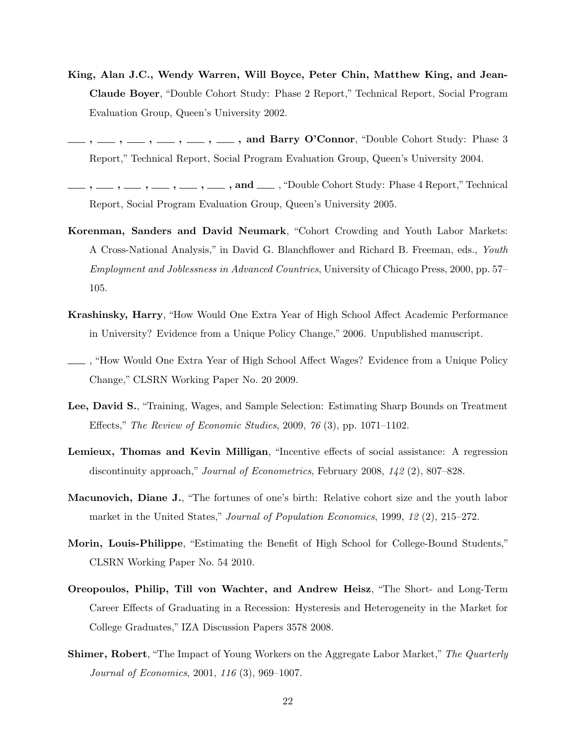**King, Alan J.C., Wendy Warren, Will Boyce, Peter Chin, Matthew King, and Jean-Claude Boyer**, "Double Cohort Study: Phase 2 Report," Technical Report, Social Program Evaluation Group, Queen's University 2002.

**\_\_\_ , \_\_\_ , \_\_\_ , \_\_\_ , \_\_\_ , \_\_\_ , and Barry O'Connor**, "Double Cohort Study: Phase 3 Report," Technical Report, Social Program Evaluation Group, Queen's University 2004.

**\_\_\_ , \_\_\_ , \_\_\_ , \_\_\_ , \_\_\_ , \_\_\_ , and \_\_\_** , "Double Cohort Study: Phase 4 Report," Technical Report, Social Program Evaluation Group, Queen's University 2005.

**Korenman, Sanders and David Neumark**, "Cohort Crowding and Youth Labor Markets: A Cross-National Analysis," in David G. Blanchflower and Richard B. Freeman, eds., *Youth Employment and Joblessness in Advanced Countries*, University of Chicago Press, 2000, pp. 57–105.

**Krashinsky, Harry**, "How Would One Extra Year of High School Affect Academic Performance in University? Evidence from a Unique Policy Change," 2006. Unpublished manuscript.

\_\_\_ , "How Would One Extra Year of High School Affect Wages? Evidence from a Unique Policy Change," CLSRN Working Paper No. 20 2009.

**Lee, David S.**, "Training, Wages, and Sample Selection: Estimating Sharp Bounds on Treatment Effects," *The Review of Economic Studies*, 2009, *76* (3), pp. 1071–1102.

**Lemieux, Thomas and Kevin Milligan**, "Incentive effects of social assistance: A regression discontinuity approach," *Journal of Econometrics*, February 2008, *142* (2), 807–828.

**Macunovich, Diane J.**, "The fortunes of one's birth: Relative cohort size and the youth labor market in the United States," *Journal of Population Economics*, 1999, *12* (2), 215–272.

**Morin, Louis-Philippe**, "Estimating the Benefit of High School for College-Bound Students," CLSRN Working Paper No. 54 2010.

**Oreopoulos, Philip, Till von Wachter, and Andrew Heisz**, "The Short- and Long-Term Career Effects of Graduating in a Recession: Hysteresis and Heterogeneity in the Market for College Graduates," IZA Discussion Papers 3578 2008.

**Shimer, Robert**, "The Impact of Young Workers on the Aggregate Labor Market," *The Quarterly Journal of Economics*, 2001, *116* (3), 969–1007.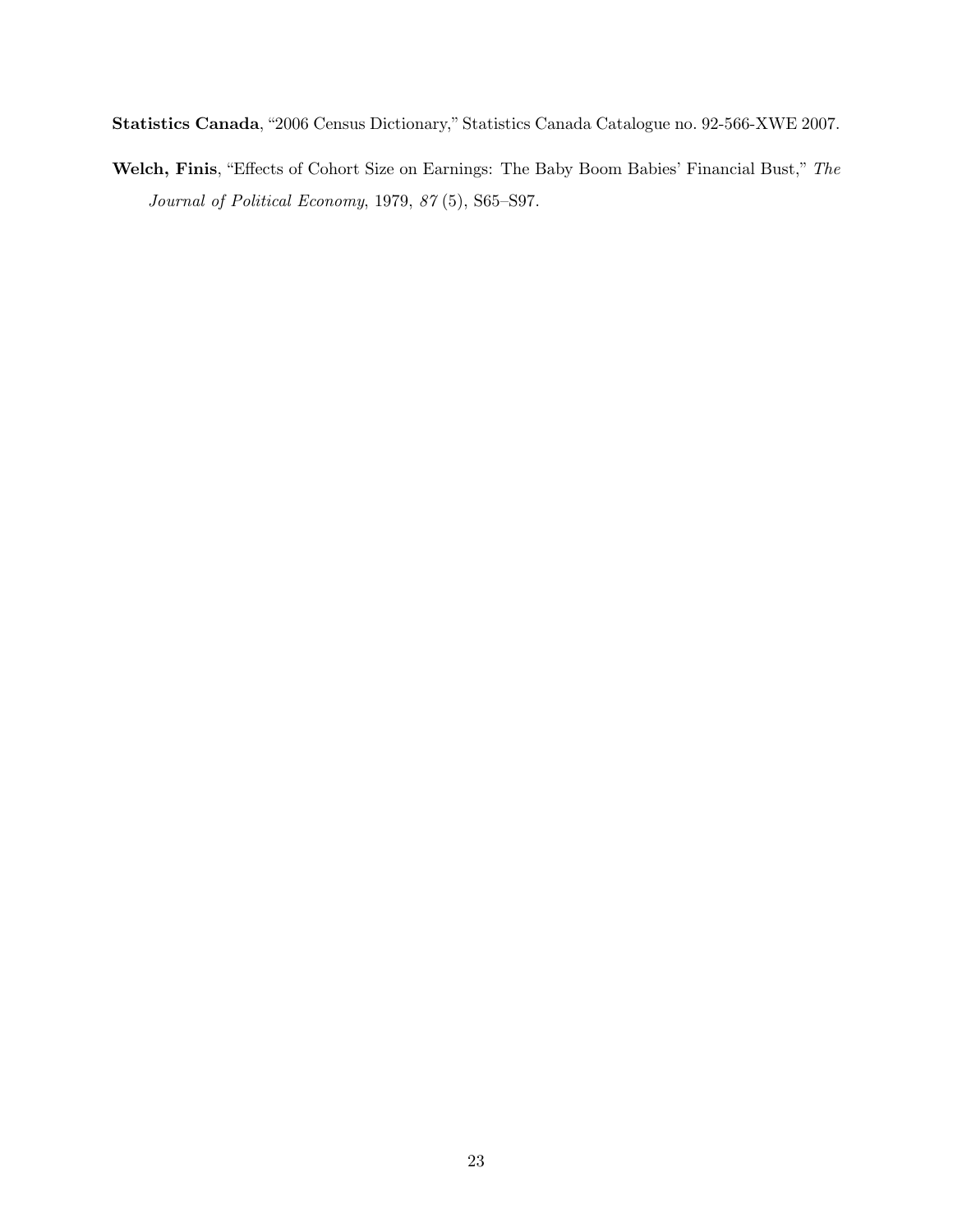**Statistics Canada**, "2006 Census Dictionary," Statistics Canada Catalogue no. 92-566-XWE 2007.

**Welch, Finis**, "Effects of Cohort Size on Earnings: The Baby Boom Babies' Financial Bust," *The Journal of Political Economy*, 1979, *87* (5), S65–S97.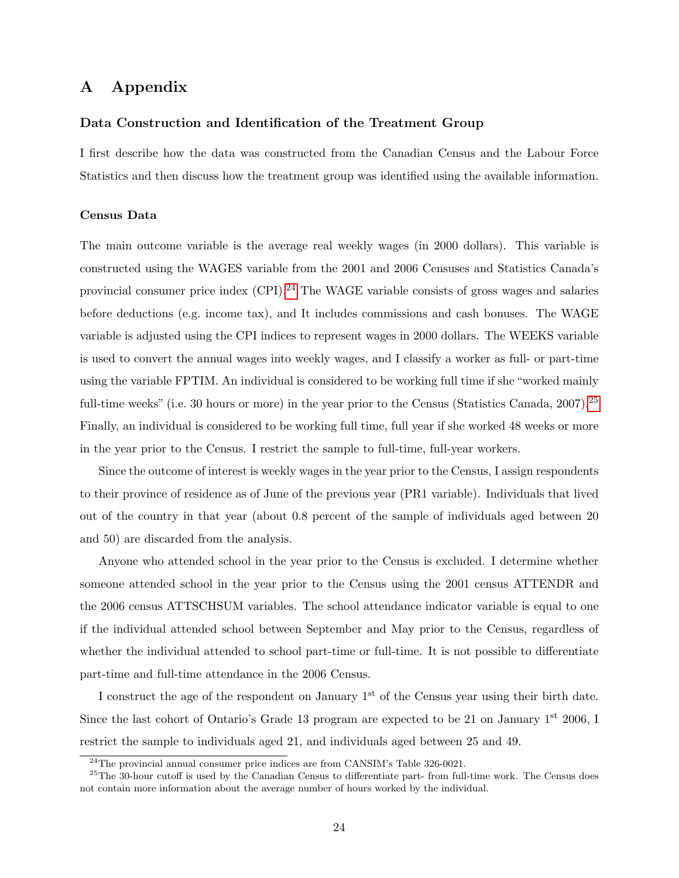# A Appendix

### Data Construction and Identification of the Treatment Group

I first describe how the data was constructed from the Canadian Census and the Labour Force Statistics and then discuss how the treatment group was identified using the available information.

#### Census Data

The main outcome variable is the average real weekly wages (in 2000 dollars). This variable is constructed using the WAGES variable from the 2001 and 2006 Censuses and Statistics Canada's provincial consumer price index (CPI).[24] The WAGE variable consists of gross wages and salaries before deductions (e.g. income tax), and It includes commissions and cash bonuses. The WAGE variable is adjusted using the CPI indices to represent wages in 2000 dollars. The WEEKS variable is used to convert the annual wages into weekly wages, and I classify a worker as full- or part-time using the variable FPTIM. An individual is considered to be working full time if she "worked mainly full-time weeks" (i.e. 30 hours or more) in the year prior to the Census (Statistics Canada, 2007).[25] Finally, an individual is considered to be working full time, full year if she worked 48 weeks or more in the year prior to the Census. I restrict the sample to full-time, full-year workers.

Since the outcome of interest is weekly wages in the year prior to the Census, I assign respondents to their province of residence as of June of the previous year (PR1 variable). Individuals that lived out of the country in that year (about 0.8 percent of the sample of individuals aged between 20 and 50) are discarded from the analysis.

Anyone who attended school in the year prior to the Census is excluded. I determine whether someone attended school in the year prior to the Census using the 2001 census ATTENDR and the 2006 census ATTSCHSUM variables. The school attendance indicator variable is equal to one if the individual attended school between September and May prior to the Census, regardless of whether the individual attended to school part-time or full-time. It is not possible to differentiate part-time and full-time attendance in the 2006 Census.

I construct the age of the respondent on January 1st of the Census year using their birth date. Since the last cohort of Ontario's Grade 13 program are expected to be 21 on January 1st 2006, I restrict the sample to individuals aged 21, and individuals aged between 25 and 49.

[24] The provincial annual consumer price indices are from CANSIM's Table 326-0021.

[25] The 30-hour cutoff is used by the Canadian Census to differentiate part- from full-time work. The Census does not contain more information about the average number of hours worked by the individual.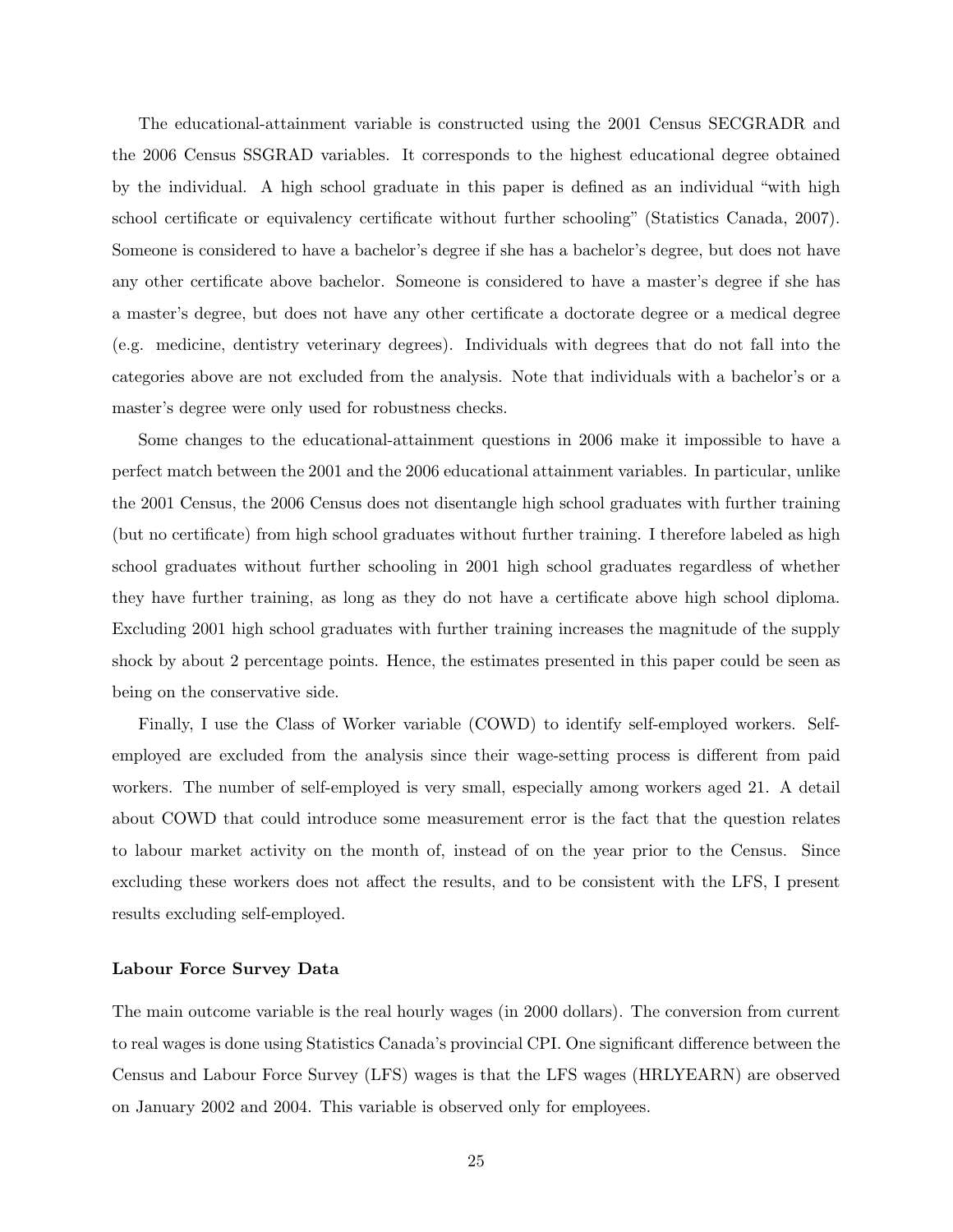The educational-attainment variable is constructed using the 2001 Census SECGRADR and the 2006 Census SSGRAD variables. It corresponds to the highest educational degree obtained by the individual. A high school graduate in this paper is defined as an individual "with high school certificate or equivalency certificate without further schooling" (Statistics Canada, 2007). Someone is considered to have a bachelor's degree if she has a bachelor's degree, but does not have any other certificate above bachelor. Someone is considered to have a master's degree if she has a master's degree, but does not have any other certificate a doctorate degree or a medical degree (e.g. medicine, dentistry veterinary degrees). Individuals with degrees that do not fall into the categories above are not excluded from the analysis. Note that individuals with a bachelor's or a master's degree were only used for robustness checks.

Some changes to the educational-attainment questions in 2006 make it impossible to have a perfect match between the 2001 and the 2006 educational attainment variables. In particular, unlike the 2001 Census, the 2006 Census does not disentangle high school graduates with further training (but no certificate) from high school graduates without further training. I therefore labeled as high school graduates without further schooling in 2001 high school graduates regardless of whether they have further training, as long as they do not have a certificate above high school diploma. Excluding 2001 high school graduates with further training increases the magnitude of the supply shock by about 2 percentage points. Hence, the estimates presented in this paper could be seen as being on the conservative side.

Finally, I use the Class of Worker variable (COWD) to identify self-employed workers. Self-employed are excluded from the analysis since their wage-setting process is different from paid workers. The number of self-employed is very small, especially among workers aged 21. A detail about COWD that could introduce some measurement error is the fact that the question relates to labour market activity on the month of, instead of on the year prior to the Census. Since excluding these workers does not affect the results, and to be consistent with the LFS, I present results excluding self-employed.

**Labour Force Survey Data**

The main outcome variable is the real hourly wages (in 2000 dollars). The conversion from current to real wages is done using Statistics Canada's provincial CPI. One significant difference between the Census and Labour Force Survey (LFS) wages is that the LFS wages (HRLYEARN) are observed on January 2002 and 2004. This variable is observed only for employees.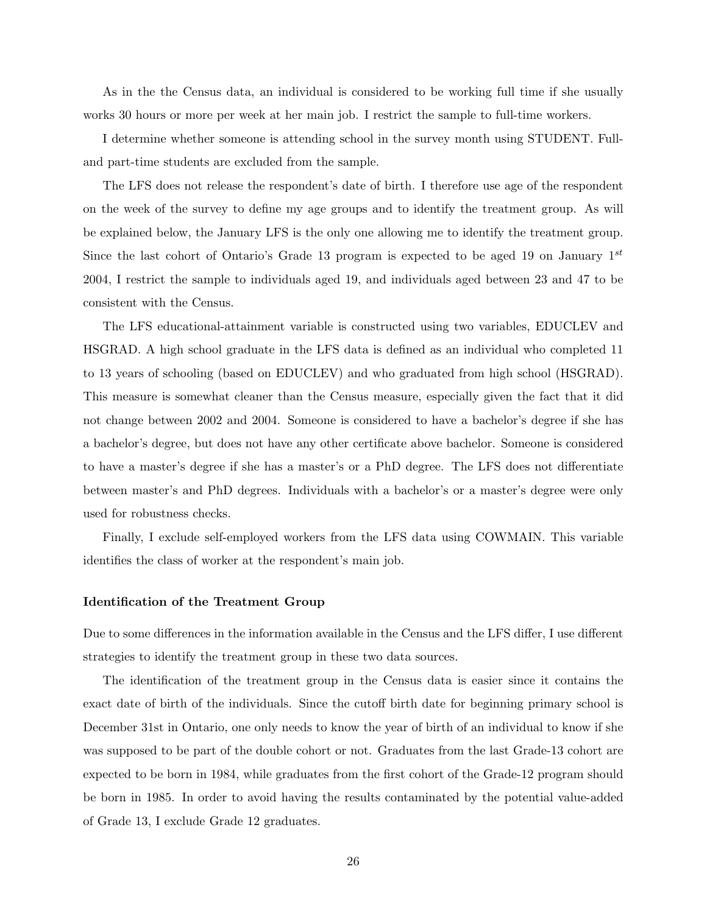As in the the Census data, an individual is considered to be working full time if she usually works 30 hours or more per week at her main job. I restrict the sample to full-time workers.

I determine whether someone is attending school in the survey month using STUDENT. Full- and part-time students are excluded from the sample.

The LFS does not release the respondent's date of birth. I therefore use age of the respondent on the week of the survey to define my age groups and to identify the treatment group. As will be explained below, the January LFS is the only one allowing me to identify the treatment group. Since the last cohort of Ontario's Grade 13 program is expected to be aged 19 on January $1^{st}$ 2004, I restrict the sample to individuals aged 19, and individuals aged between 23 and 47 to be consistent with the Census.

The LFS educational-attainment variable is constructed using two variables, EDUCLEV and HSGRAD. A high school graduate in the LFS data is defined as an individual who completed 11 to 13 years of schooling (based on EDUCLEV) and who graduated from high school (HSGRAD). This measure is somewhat cleaner than the Census measure, especially given the fact that it did not change between 2002 and 2004. Someone is considered to have a bachelor's degree if she has a bachelor's degree, but does not have any other certificate above bachelor. Someone is considered to have a master's degree if she has a master's or a PhD degree. The LFS does not differentiate between master's and PhD degrees. Individuals with a bachelor's or a master's degree were only used for robustness checks.

Finally, I exclude self-employed workers from the LFS data using COWMAIN. This variable identifies the class of worker at the respondent's main job.

**Identification of the Treatment Group**

Due to some differences in the information available in the Census and the LFS differ, I use different strategies to identify the treatment group in these two data sources.

The identification of the treatment group in the Census data is easier since it contains the exact date of birth of the individuals. Since the cutoff birth date for beginning primary school is December 31st in Ontario, one only needs to know the year of birth of an individual to know if she was supposed to be part of the double cohort or not. Graduates from the last Grade-13 cohort are expected to be born in 1984, while graduates from the first cohort of the Grade-12 program should be born in 1985. In order to avoid having the results contaminated by the potential value-added of Grade 13, I exclude Grade 12 graduates.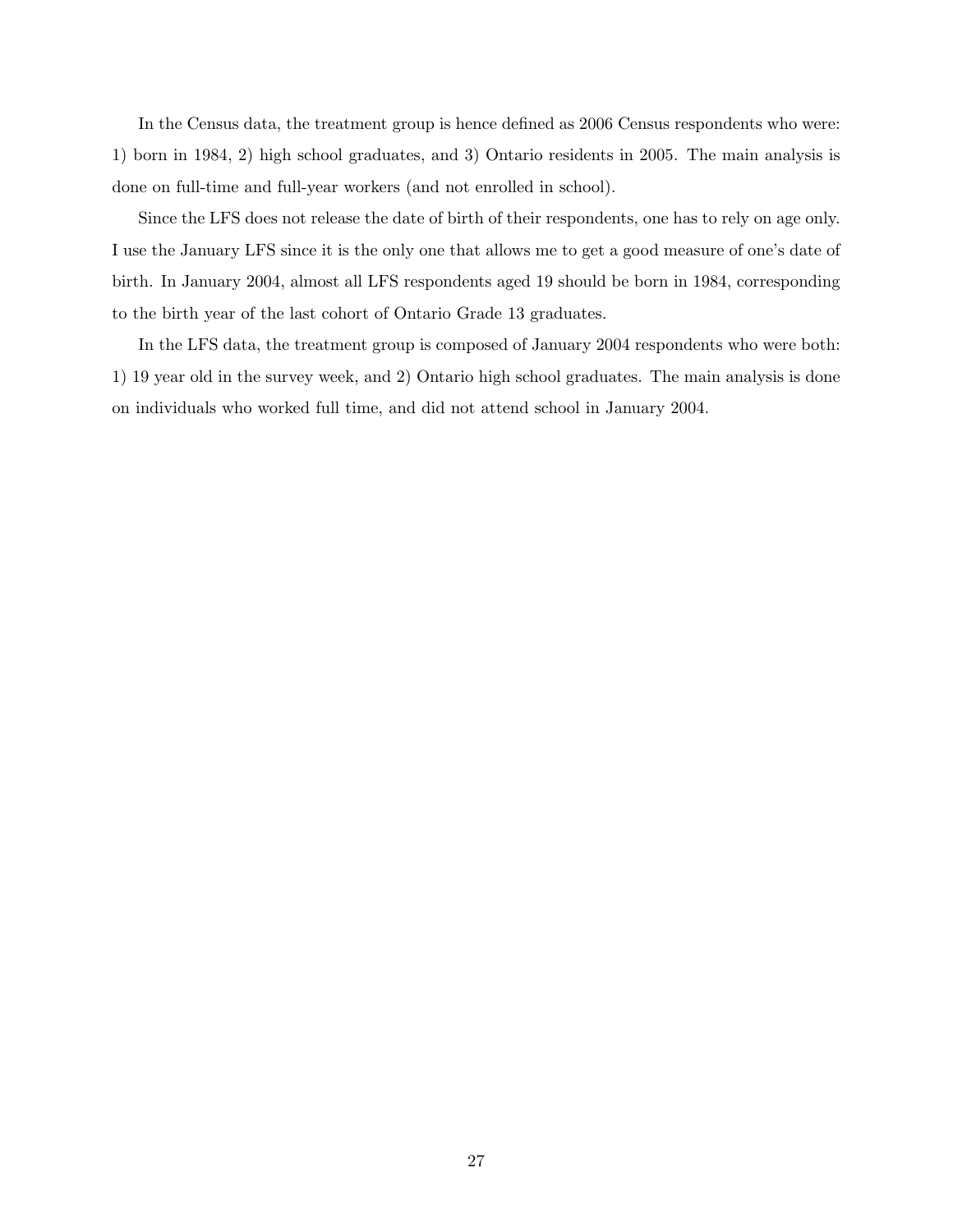In the Census data, the treatment group is hence defined as 2006 Census respondents who were: 1) born in 1984, 2) high school graduates, and 3) Ontario residents in 2005. The main analysis is done on full-time and full-year workers (and not enrolled in school).

Since the LFS does not release the date of birth of their respondents, one has to rely on age only. I use the January LFS since it is the only one that allows me to get a good measure of one's date of birth. In January 2004, almost all LFS respondents aged 19 should be born in 1984, corresponding to the birth year of the last cohort of Ontario Grade 13 graduates.

In the LFS data, the treatment group is composed of January 2004 respondents who were both: 1) 19 year old in the survey week, and 2) Ontario high school graduates. The main analysis is done on individuals who worked full time, and did not attend school in January 2004.